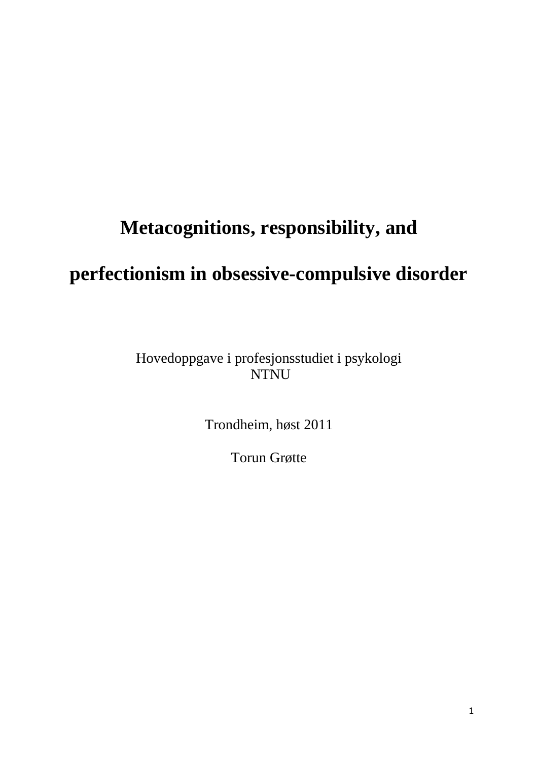# Metacognitions, responsibility, and perfectionism in obsessive-compulsive disorder

Hovedoppgave i profesjonsstudiet i psykologi
NTNU

Trondheim, høst 2011

Torun Grøtte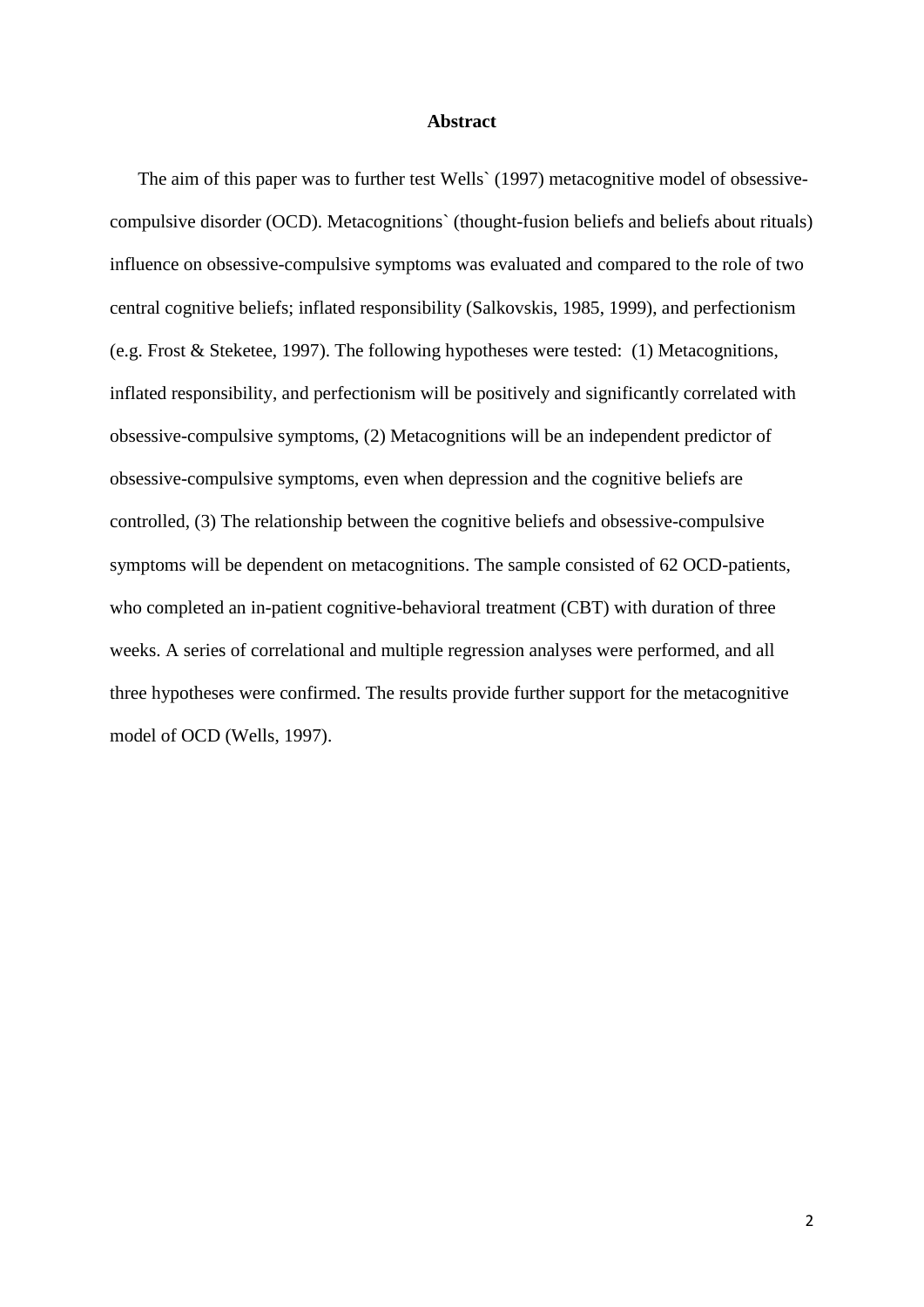## Abstract

The aim of this paper was to further test Wells` (1997) metacognitive model of obsessive-compulsive disorder (OCD). Metacognitions` (thought-fusion beliefs and beliefs about rituals) influence on obsessive-compulsive symptoms was evaluated and compared to the role of two central cognitive beliefs; inflated responsibility (Salkovskis, 1985, 1999), and perfectionism (e.g. Frost & Steketee, 1997). The following hypotheses were tested: (1) Metacognitions, inflated responsibility, and perfectionism will be positively and significantly correlated with obsessive-compulsive symptoms, (2) Metacognitions will be an independent predictor of obsessive-compulsive symptoms, even when depression and the cognitive beliefs are controlled, (3) The relationship between the cognitive beliefs and obsessive-compulsive symptoms will be dependent on metacognitions. The sample consisted of 62 OCD-patients, who completed an in-patient cognitive-behavioral treatment (CBT) with duration of three weeks. A series of correlational and multiple regression analyses were performed, and all three hypotheses were confirmed. The results provide further support for the metacognitive model of OCD (Wells, 1997).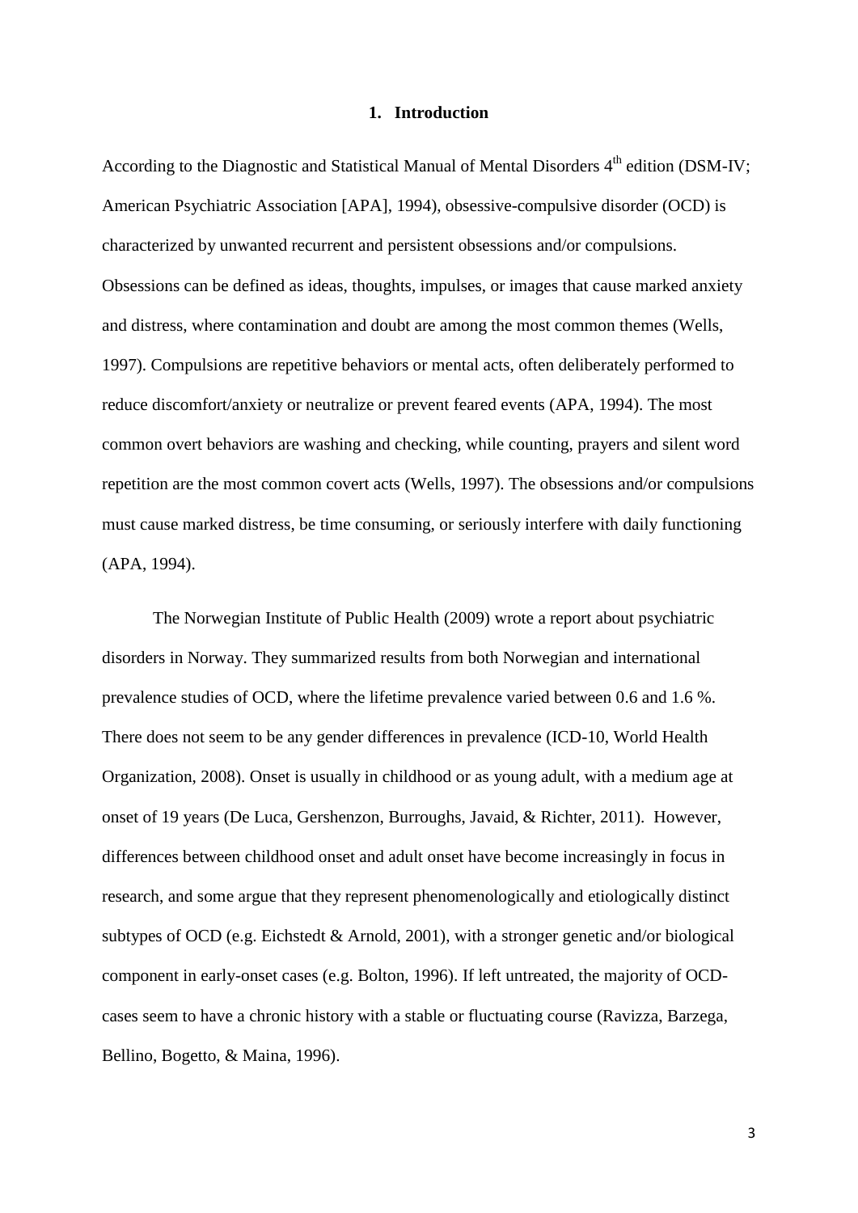# 1. Introduction

According to the Diagnostic and Statistical Manual of Mental Disorders 4th edition (DSM-IV; American Psychiatric Association [APA], 1994), obsessive-compulsive disorder (OCD) is characterized by unwanted recurrent and persistent obsessions and/or compulsions. Obsessions can be defined as ideas, thoughts, impulses, or images that cause marked anxiety and distress, where contamination and doubt are among the most common themes (Wells, 1997). Compulsions are repetitive behaviors or mental acts, often deliberately performed to reduce discomfort/anxiety or neutralize or prevent feared events (APA, 1994). The most common overt behaviors are washing and checking, while counting, prayers and silent word repetition are the most common covert acts (Wells, 1997). The obsessions and/or compulsions must cause marked distress, be time consuming, or seriously interfere with daily functioning (APA, 1994).

The Norwegian Institute of Public Health (2009) wrote a report about psychiatric disorders in Norway. They summarized results from both Norwegian and international prevalence studies of OCD, where the lifetime prevalence varied between 0.6 and 1.6 %. There does not seem to be any gender differences in prevalence (ICD-10, World Health Organization, 2008). Onset is usually in childhood or as young adult, with a medium age at onset of 19 years (De Luca, Gershenzon, Burroughs, Javaid, & Richter, 2011). However, differences between childhood onset and adult onset have become increasingly in focus in research, and some argue that they represent phenomenologically and etiologically distinct subtypes of OCD (e.g. Eichstedt & Arnold, 2001), with a stronger genetic and/or biological component in early-onset cases (e.g. Bolton, 1996). If left untreated, the majority of OCD-cases seem to have a chronic history with a stable or fluctuating course (Ravizza, Barzega, Bellino, Bogetto, & Maina, 1996).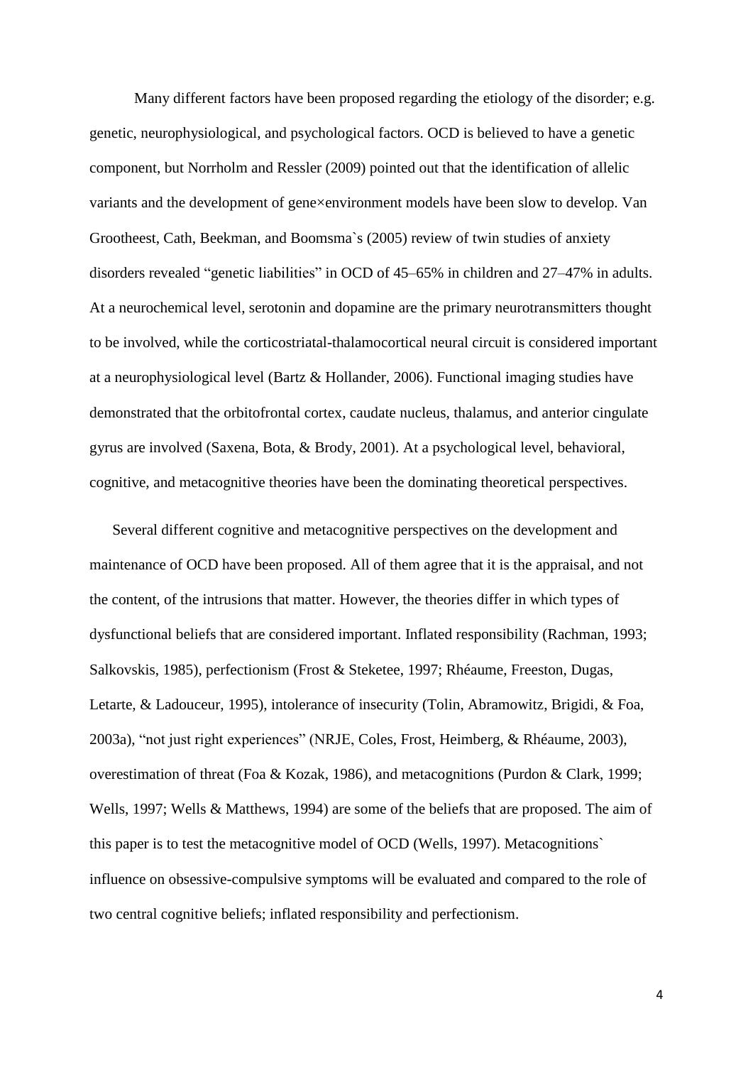Many different factors have been proposed regarding the etiology of the disorder; e.g. genetic, neurophysiological, and psychological factors. OCD is believed to have a genetic component, but Norrholm and Ressler (2009) pointed out that the identification of allelic variants and the development of gene×environment models have been slow to develop. Van Grootheest, Cath, Beekman, and Boomsma`s (2005) review of twin studies of anxiety disorders revealed "genetic liabilities" in OCD of 45–65% in children and 27–47% in adults. At a neurochemical level, serotonin and dopamine are the primary neurotransmitters thought to be involved, while the corticostriatal-thalamocortical neural circuit is considered important at a neurophysiological level (Bartz & Hollander, 2006). Functional imaging studies have demonstrated that the orbitofrontal cortex, caudate nucleus, thalamus, and anterior cingulate gyrus are involved (Saxena, Bota, & Brody, 2001). At a psychological level, behavioral, cognitive, and metacognitive theories have been the dominating theoretical perspectives.

Several different cognitive and metacognitive perspectives on the development and maintenance of OCD have been proposed. All of them agree that it is the appraisal, and not the content, of the intrusions that matter. However, the theories differ in which types of dysfunctional beliefs that are considered important. Inflated responsibility (Rachman, 1993; Salkovskis, 1985), perfectionism (Frost & Steketee, 1997; Rhéaume, Freeston, Dugas, Letarte, & Ladouceur, 1995), intolerance of insecurity (Tolin, Abramowitz, Brigidi, & Foa, 2003a), "not just right experiences" (NRJE, Coles, Frost, Heimberg, & Rhéaume, 2003), overestimation of threat (Foa & Kozak, 1986), and metacognitions (Purdon & Clark, 1999; Wells, 1997; Wells & Matthews, 1994) are some of the beliefs that are proposed. The aim of this paper is to test the metacognitive model of OCD (Wells, 1997). Metacognitions` influence on obsessive-compulsive symptoms will be evaluated and compared to the role of two central cognitive beliefs; inflated responsibility and perfectionism.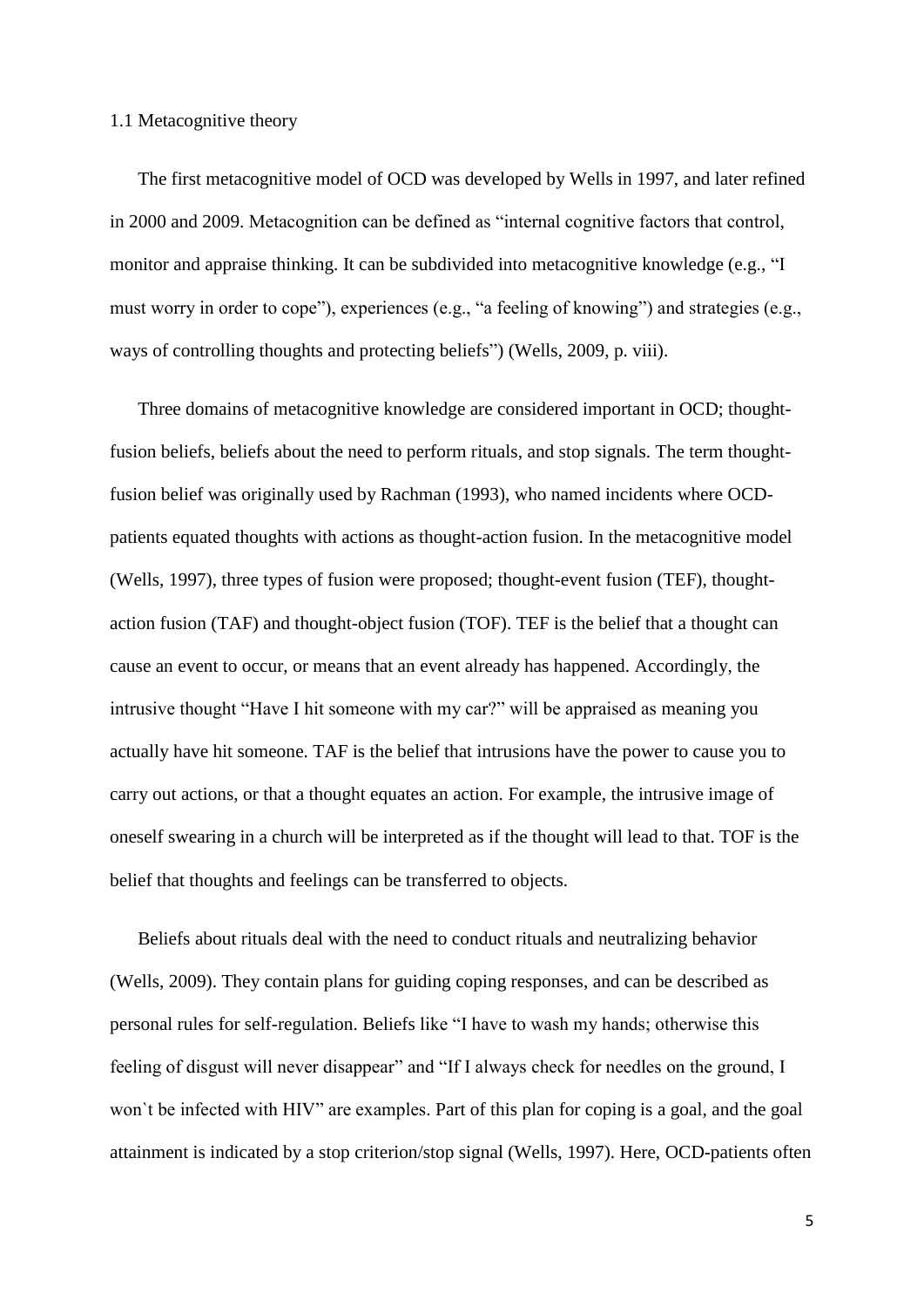## 1.1 Metacognitive theory

The first metacognitive model of OCD was developed by Wells in 1997, and later refined in 2000 and 2009. Metacognition can be defined as "internal cognitive factors that control, monitor and appraise thinking. It can be subdivided into metacognitive knowledge (e.g., "I must worry in order to cope"), experiences (e.g., "a feeling of knowing") and strategies (e.g., ways of controlling thoughts and protecting beliefs") (Wells, 2009, p. viii).

Three domains of metacognitive knowledge are considered important in OCD; thought-fusion beliefs, beliefs about the need to perform rituals, and stop signals. The term thought-fusion belief was originally used by Rachman (1993), who named incidents where OCD-patients equated thoughts with actions as thought-action fusion. In the metacognitive model (Wells, 1997), three types of fusion were proposed; thought-event fusion (TEF), thought-action fusion (TAF) and thought-object fusion (TOF). TEF is the belief that a thought can cause an event to occur, or means that an event already has happened. Accordingly, the intrusive thought "Have I hit someone with my car?" will be appraised as meaning you actually have hit someone. TAF is the belief that intrusions have the power to cause you to carry out actions, or that a thought equates an action. For example, the intrusive image of oneself swearing in a church will be interpreted as if the thought will lead to that. TOF is the belief that thoughts and feelings can be transferred to objects.

Beliefs about rituals deal with the need to conduct rituals and neutralizing behavior (Wells, 2009). They contain plans for guiding coping responses, and can be described as personal rules for self-regulation. Beliefs like "I have to wash my hands; otherwise this feeling of disgust will never disappear" and "If I always check for needles on the ground, I won`t be infected with HIV" are examples. Part of this plan for coping is a goal, and the goal attainment is indicated by a stop criterion/stop signal (Wells, 1997). Here, OCD-patients often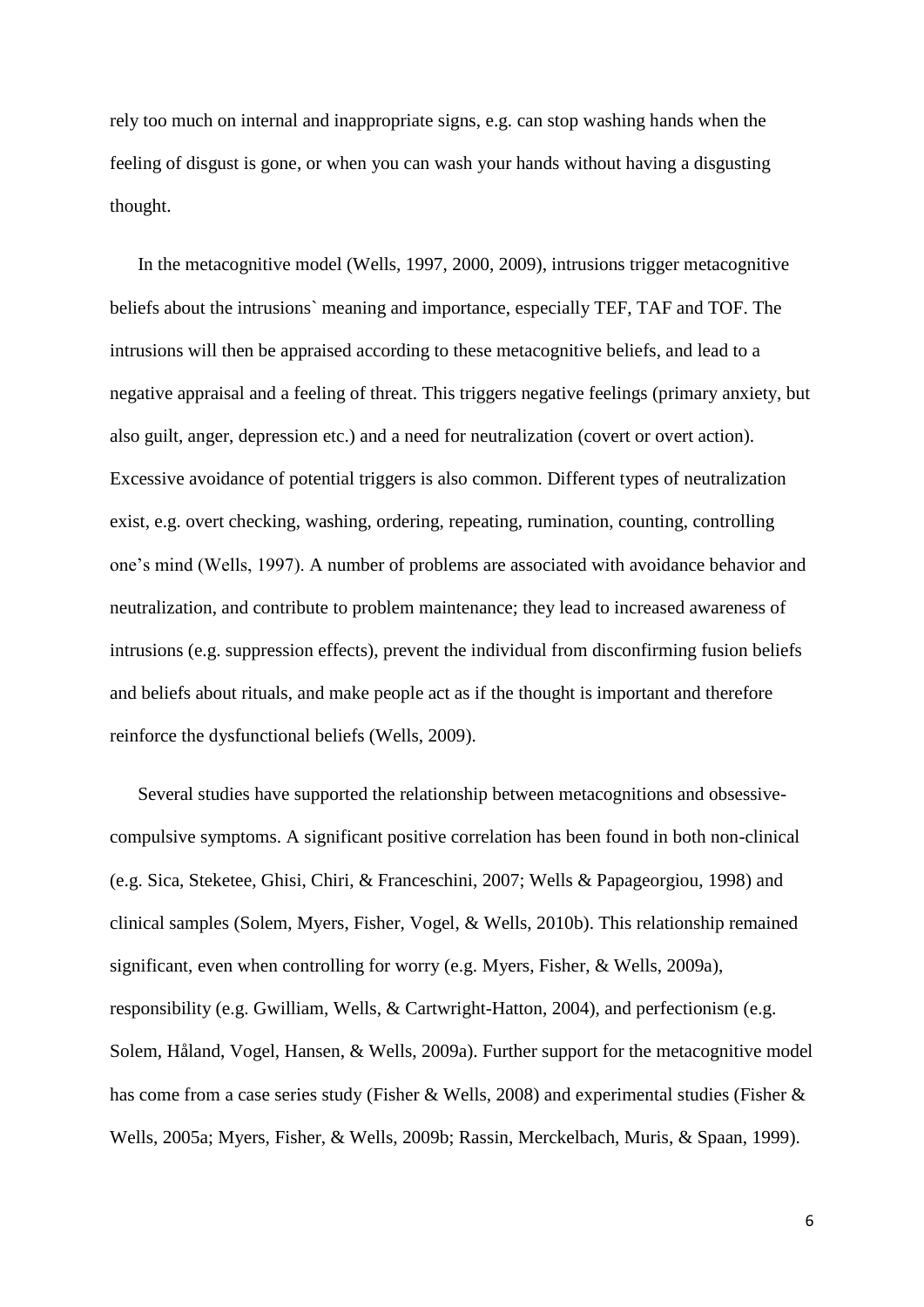rely too much on internal and inappropriate signs, e.g. can stop washing hands when the feeling of disgust is gone, or when you can wash your hands without having a disgusting thought.

In the metacognitive model (Wells, 1997, 2000, 2009), intrusions trigger metacognitive beliefs about the intrusions` meaning and importance, especially TEF, TAF and TOF. The intrusions will then be appraised according to these metacognitive beliefs, and lead to a negative appraisal and a feeling of threat. This triggers negative feelings (primary anxiety, but also guilt, anger, depression etc.) and a need for neutralization (covert or overt action). Excessive avoidance of potential triggers is also common. Different types of neutralization exist, e.g. overt checking, washing, ordering, repeating, rumination, counting, controlling one's mind (Wells, 1997). A number of problems are associated with avoidance behavior and neutralization, and contribute to problem maintenance; they lead to increased awareness of intrusions (e.g. suppression effects), prevent the individual from disconfirming fusion beliefs and beliefs about rituals, and make people act as if the thought is important and therefore reinforce the dysfunctional beliefs (Wells, 2009).

Several studies have supported the relationship between metacognitions and obsessive-compulsive symptoms. A significant positive correlation has been found in both non-clinical (e.g. Sica, Steketee, Ghisi, Chiri, & Franceschini, 2007; Wells & Papageorgiou, 1998) and clinical samples (Solem, Myers, Fisher, Vogel, & Wells, 2010b). This relationship remained significant, even when controlling for worry (e.g. Myers, Fisher, & Wells, 2009a), responsibility (e.g. Gwilliam, Wells, & Cartwright-Hatton, 2004), and perfectionism (e.g. Solem, Håland, Vogel, Hansen, & Wells, 2009a). Further support for the metacognitive model has come from a case series study (Fisher & Wells, 2008) and experimental studies (Fisher & Wells, 2005a; Myers, Fisher, & Wells, 2009b; Rassin, Merckelbach, Muris, & Spaan, 1999).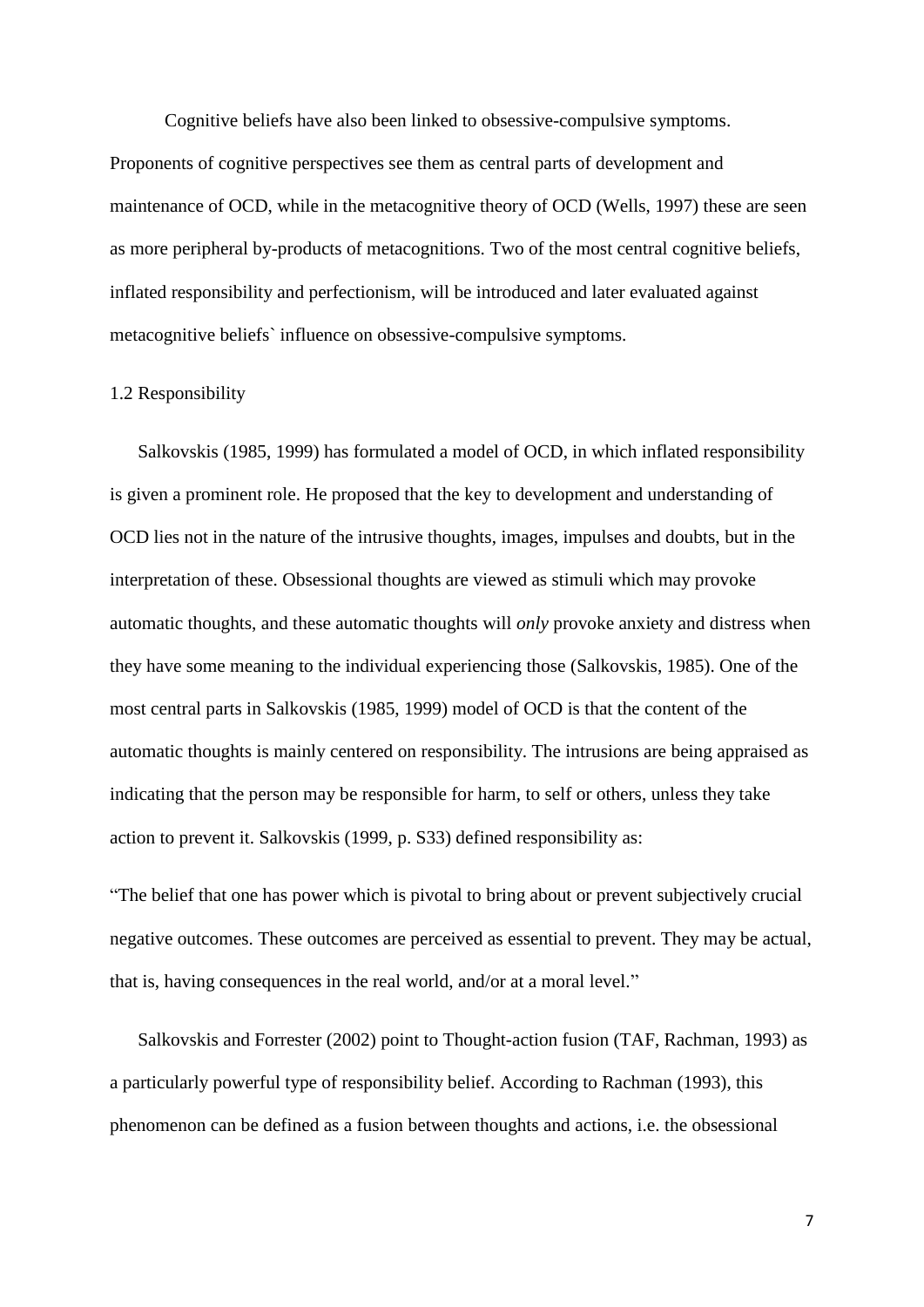Cognitive beliefs have also been linked to obsessive-compulsive symptoms. Proponents of cognitive perspectives see them as central parts of development and maintenance of OCD, while in the metacognitive theory of OCD (Wells, 1997) these are seen as more peripheral by-products of metacognitions. Two of the most central cognitive beliefs, inflated responsibility and perfectionism, will be introduced and later evaluated against metacognitive beliefs` influence on obsessive-compulsive symptoms.

## 1.2 Responsibility

Salkovskis (1985, 1999) has formulated a model of OCD, in which inflated responsibility is given a prominent role. He proposed that the key to development and understanding of OCD lies not in the nature of the intrusive thoughts, images, impulses and doubts, but in the interpretation of these. Obsessional thoughts are viewed as stimuli which may provoke automatic thoughts, and these automatic thoughts will *only* provoke anxiety and distress when they have some meaning to the individual experiencing those (Salkovskis, 1985). One of the most central parts in Salkovskis (1985, 1999) model of OCD is that the content of the automatic thoughts is mainly centered on responsibility. The intrusions are being appraised as indicating that the person may be responsible for harm, to self or others, unless they take action to prevent it. Salkovskis (1999, p. S33) defined responsibility as:

"The belief that one has power which is pivotal to bring about or prevent subjectively crucial negative outcomes. These outcomes are perceived as essential to prevent. They may be actual, that is, having consequences in the real world, and/or at a moral level."

Salkovskis and Forrester (2002) point to Thought-action fusion (TAF, Rachman, 1993) as a particularly powerful type of responsibility belief. According to Rachman (1993), this phenomenon can be defined as a fusion between thoughts and actions, i.e. the obsessional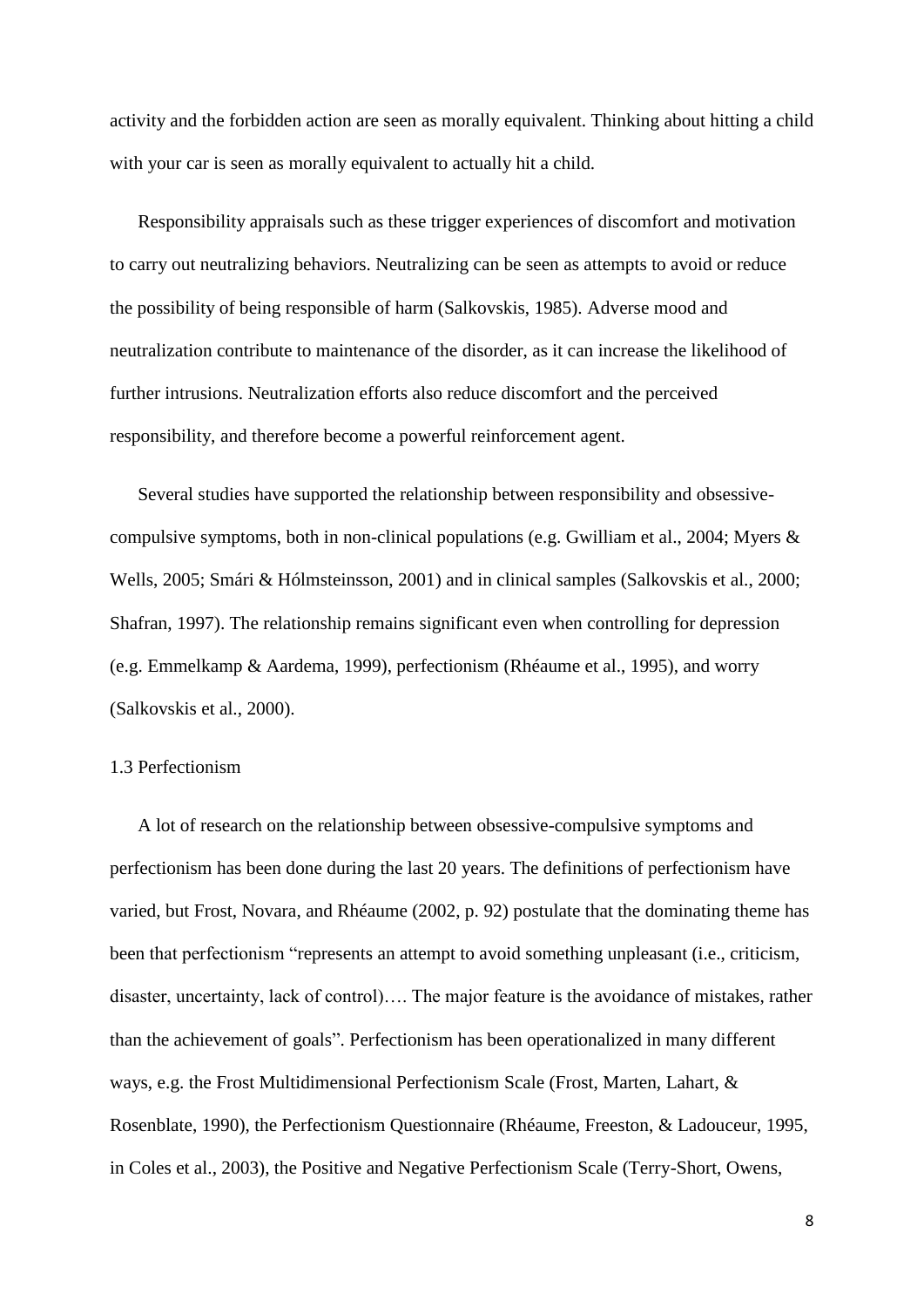activity and the forbidden action are seen as morally equivalent. Thinking about hitting a child with your car is seen as morally equivalent to actually hit a child.

Responsibility appraisals such as these trigger experiences of discomfort and motivation to carry out neutralizing behaviors. Neutralizing can be seen as attempts to avoid or reduce the possibility of being responsible of harm (Salkovskis, 1985). Adverse mood and neutralization contribute to maintenance of the disorder, as it can increase the likelihood of further intrusions. Neutralization efforts also reduce discomfort and the perceived responsibility, and therefore become a powerful reinforcement agent.

Several studies have supported the relationship between responsibility and obsessive-compulsive symptoms, both in non-clinical populations (e.g. Gwilliam et al., 2004; Myers & Wells, 2005; Smári & Hólmsteinsson, 2001) and in clinical samples (Salkovskis et al., 2000; Shafran, 1997). The relationship remains significant even when controlling for depression (e.g. Emmelkamp & Aardema, 1999), perfectionism (Rhéaume et al., 1995), and worry (Salkovskis et al., 2000).

### 1.3 Perfectionism

A lot of research on the relationship between obsessive-compulsive symptoms and perfectionism has been done during the last 20 years. The definitions of perfectionism have varied, but Frost, Novara, and Rhéaume (2002, p. 92) postulate that the dominating theme has been that perfectionism "represents an attempt to avoid something unpleasant (i.e., criticism, disaster, uncertainty, lack of control)…. The major feature is the avoidance of mistakes, rather than the achievement of goals". Perfectionism has been operationalized in many different ways, e.g. the Frost Multidimensional Perfectionism Scale (Frost, Marten, Lahart, & Rosenblate, 1990), the Perfectionism Questionnaire (Rhéaume, Freeston, & Ladouceur, 1995, in Coles et al., 2003), the Positive and Negative Perfectionism Scale (Terry-Short, Owens,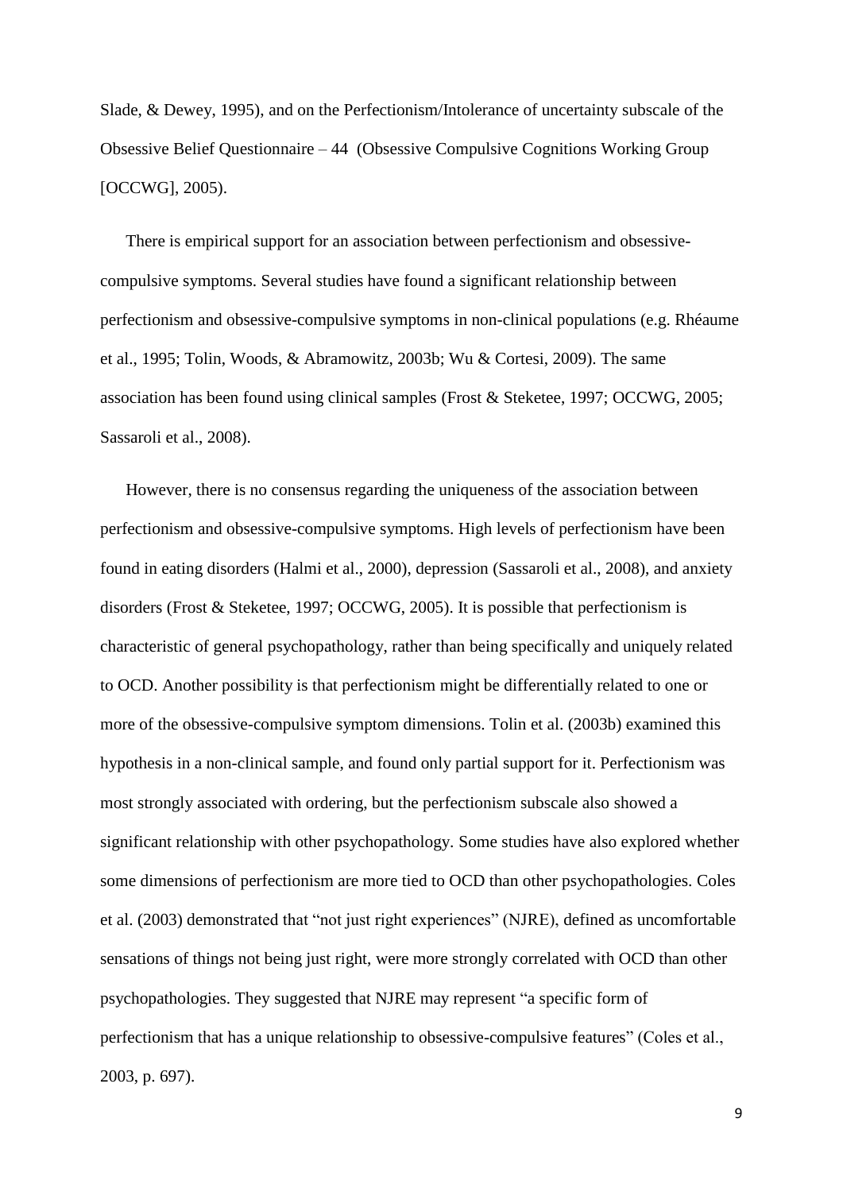Slade, & Dewey, 1995), and on the Perfectionism/Intolerance of uncertainty subscale of the Obsessive Belief Questionnaire – 44 (Obsessive Compulsive Cognitions Working Group [OCCWG], 2005).

There is empirical support for an association between perfectionism and obsessive-compulsive symptoms. Several studies have found a significant relationship between perfectionism and obsessive-compulsive symptoms in non-clinical populations (e.g. Rhéaume et al., 1995; Tolin, Woods, & Abramowitz, 2003b; Wu & Cortesi, 2009). The same association has been found using clinical samples (Frost & Steketee, 1997; OCCWG, 2005; Sassaroli et al., 2008).

However, there is no consensus regarding the uniqueness of the association between perfectionism and obsessive-compulsive symptoms. High levels of perfectionism have been found in eating disorders (Halmi et al., 2000), depression (Sassaroli et al., 2008), and anxiety disorders (Frost & Steketee, 1997; OCCWG, 2005). It is possible that perfectionism is characteristic of general psychopathology, rather than being specifically and uniquely related to OCD. Another possibility is that perfectionism might be differentially related to one or more of the obsessive-compulsive symptom dimensions. Tolin et al. (2003b) examined this hypothesis in a non-clinical sample, and found only partial support for it. Perfectionism was most strongly associated with ordering, but the perfectionism subscale also showed a significant relationship with other psychopathology. Some studies have also explored whether some dimensions of perfectionism are more tied to OCD than other psychopathologies. Coles et al. (2003) demonstrated that "not just right experiences" (NJRE), defined as uncomfortable sensations of things not being just right, were more strongly correlated with OCD than other psychopathologies. They suggested that NJRE may represent "a specific form of perfectionism that has a unique relationship to obsessive-compulsive features" (Coles et al., 2003, p. 697).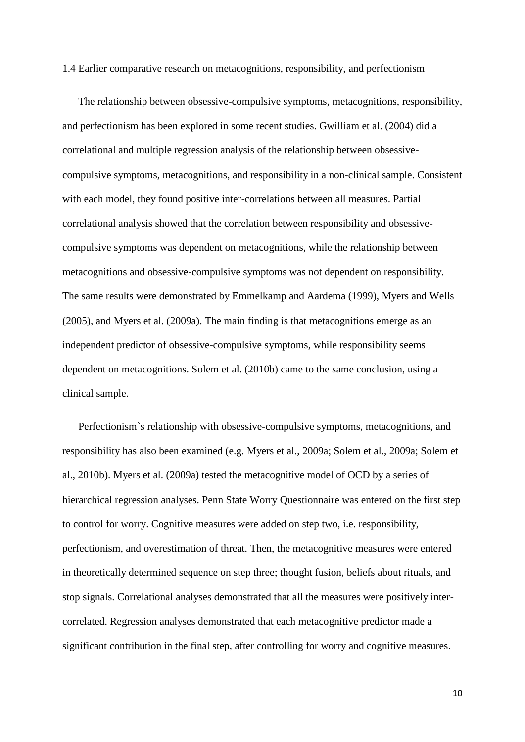### 1.4 Earlier comparative research on metacognitions, responsibility, and perfectionism

The relationship between obsessive-compulsive symptoms, metacognitions, responsibility, and perfectionism has been explored in some recent studies. Gwilliam et al. (2004) did a correlational and multiple regression analysis of the relationship between obsessive-compulsive symptoms, metacognitions, and responsibility in a non-clinical sample. Consistent with each model, they found positive inter-correlations between all measures. Partial correlational analysis showed that the correlation between responsibility and obsessive-compulsive symptoms was dependent on metacognitions, while the relationship between metacognitions and obsessive-compulsive symptoms was not dependent on responsibility. The same results were demonstrated by Emmelkamp and Aardema (1999), Myers and Wells (2005), and Myers et al. (2009a). The main finding is that metacognitions emerge as an independent predictor of obsessive-compulsive symptoms, while responsibility seems dependent on metacognitions. Solem et al. (2010b) came to the same conclusion, using a clinical sample.

Perfectionism`s relationship with obsessive-compulsive symptoms, metacognitions, and responsibility has also been examined (e.g. Myers et al., 2009a; Solem et al., 2009a; Solem et al., 2010b). Myers et al. (2009a) tested the metacognitive model of OCD by a series of hierarchical regression analyses. Penn State Worry Questionnaire was entered on the first step to control for worry. Cognitive measures were added on step two, i.e. responsibility, perfectionism, and overestimation of threat. Then, the metacognitive measures were entered in theoretically determined sequence on step three; thought fusion, beliefs about rituals, and stop signals. Correlational analyses demonstrated that all the measures were positively inter-correlated. Regression analyses demonstrated that each metacognitive predictor made a significant contribution in the final step, after controlling for worry and cognitive measures.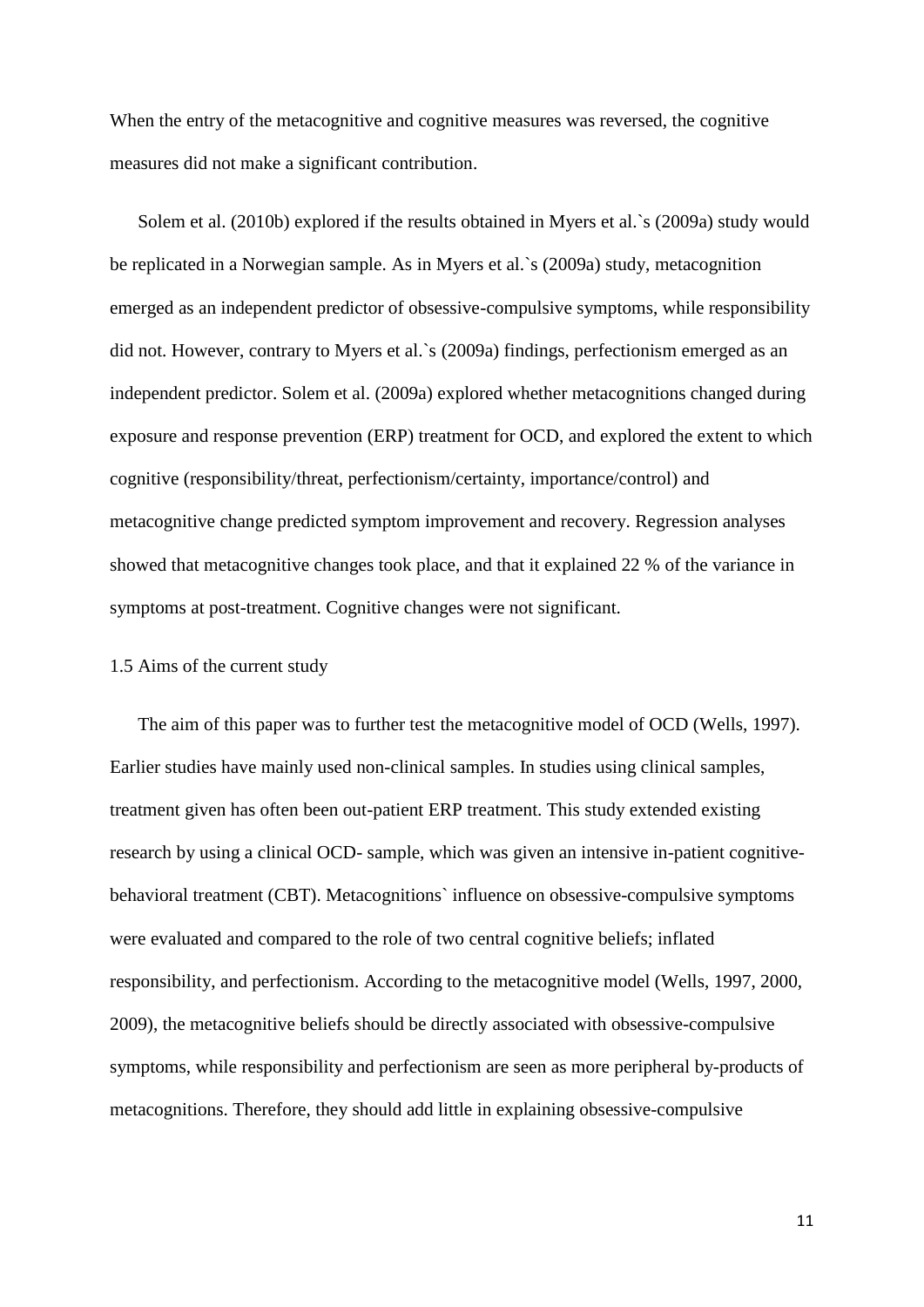When the entry of the metacognitive and cognitive measures was reversed, the cognitive measures did not make a significant contribution.

Solem et al. (2010b) explored if the results obtained in Myers et al.`s (2009a) study would be replicated in a Norwegian sample. As in Myers et al.`s (2009a) study, metacognition emerged as an independent predictor of obsessive-compulsive symptoms, while responsibility did not. However, contrary to Myers et al.`s (2009a) findings, perfectionism emerged as an independent predictor. Solem et al. (2009a) explored whether metacognitions changed during exposure and response prevention (ERP) treatment for OCD, and explored the extent to which cognitive (responsibility/threat, perfectionism/certainty, importance/control) and metacognitive change predicted symptom improvement and recovery. Regression analyses showed that metacognitive changes took place, and that it explained 22 % of the variance in symptoms at post-treatment. Cognitive changes were not significant.

### 1.5 Aims of the current study

The aim of this paper was to further test the metacognitive model of OCD (Wells, 1997). Earlier studies have mainly used non-clinical samples. In studies using clinical samples, treatment given has often been out-patient ERP treatment. This study extended existing research by using a clinical OCD- sample, which was given an intensive in-patient cognitive-behavioral treatment (CBT). Metacognitions` influence on obsessive-compulsive symptoms were evaluated and compared to the role of two central cognitive beliefs; inflated responsibility, and perfectionism. According to the metacognitive model (Wells, 1997, 2000, 2009), the metacognitive beliefs should be directly associated with obsessive-compulsive symptoms, while responsibility and perfectionism are seen as more peripheral by-products of metacognitions. Therefore, they should add little in explaining obsessive-compulsive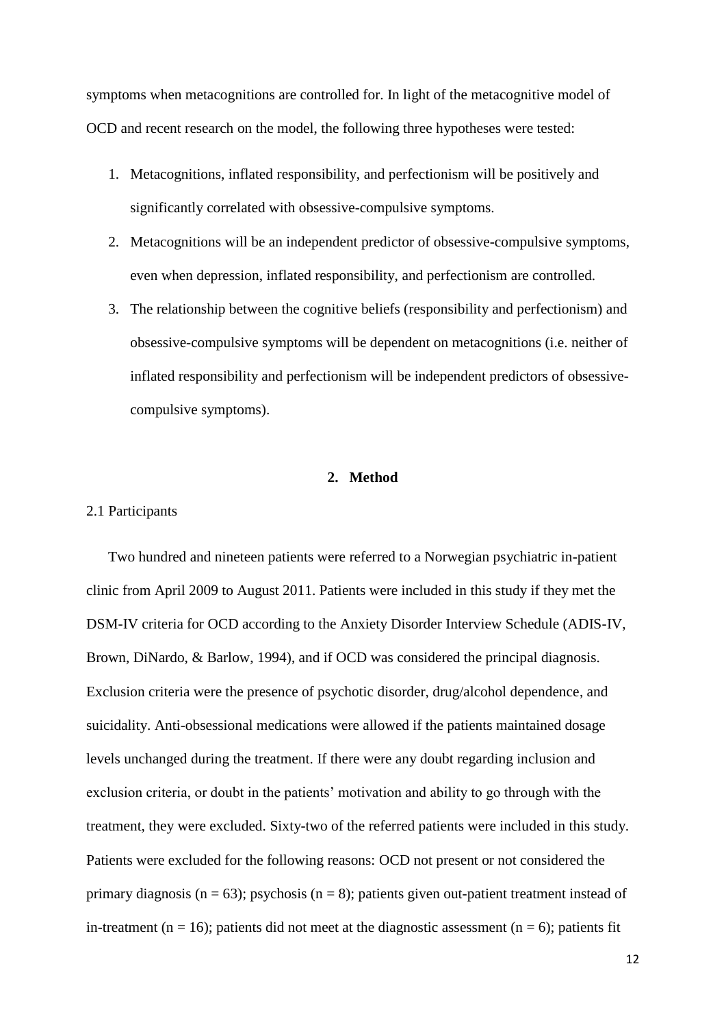symptoms when metacognitions are controlled for. In light of the metacognitive model of OCD and recent research on the model, the following three hypotheses were tested:

1. Metacognitions, inflated responsibility, and perfectionism will be positively and significantly correlated with obsessive-compulsive symptoms.
2. Metacognitions will be an independent predictor of obsessive-compulsive symptoms, even when depression, inflated responsibility, and perfectionism are controlled.
3. The relationship between the cognitive beliefs (responsibility and perfectionism) and obsessive-compulsive symptoms will be dependent on metacognitions (i.e. neither of inflated responsibility and perfectionism will be independent predictors of obsessive-compulsive symptoms).

## 2. Method

### 2.1 Participants

Two hundred and nineteen patients were referred to a Norwegian psychiatric in-patient clinic from April 2009 to August 2011. Patients were included in this study if they met the DSM-IV criteria for OCD according to the Anxiety Disorder Interview Schedule (ADIS-IV, Brown, DiNardo, & Barlow, 1994), and if OCD was considered the principal diagnosis. Exclusion criteria were the presence of psychotic disorder, drug/alcohol dependence, and suicidality. Anti-obsessional medications were allowed if the patients maintained dosage levels unchanged during the treatment. If there were any doubt regarding inclusion and exclusion criteria, or doubt in the patients' motivation and ability to go through with the treatment, they were excluded. Sixty-two of the referred patients were included in this study. Patients were excluded for the following reasons: OCD not present or not considered the primary diagnosis ($n = 63$); psychosis ($n = 8$); patients given out-patient treatment instead of in-treatment ($n = 16$); patients did not meet at the diagnostic assessment ($n = 6$); patients fit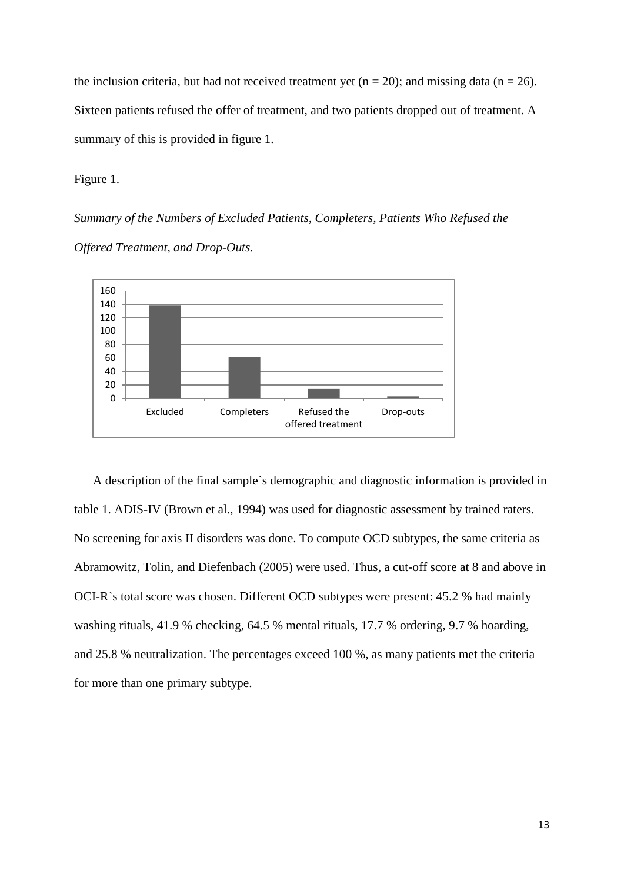the inclusion criteria, but had not received treatment yet (n = 20); and missing data (n = 26). Sixteen patients refused the offer of treatment, and two patients dropped out of treatment. A summary of this is provided in figure 1.

Figure 1.

*Summary of the Numbers of Excluded Patients, Completers, Patients Who Refused the Offered Treatment, and Drop-Outs.*

A description of the final sample`s demographic and diagnostic information is provided in table 1. ADIS-IV (Brown et al., 1994) was used for diagnostic assessment by trained raters. No screening for axis II disorders was done. To compute OCD subtypes, the same criteria as Abramowitz, Tolin, and Diefenbach (2005) were used. Thus, a cut-off score at 8 and above in OCI-R`s total score was chosen. Different OCD subtypes were present: 45.2 % had mainly washing rituals, 41.9 % checking, 64.5 % mental rituals, 17.7 % ordering, 9.7 % hoarding, and 25.8 % neutralization. The percentages exceed 100 %, as many patients met the criteria for more than one primary subtype.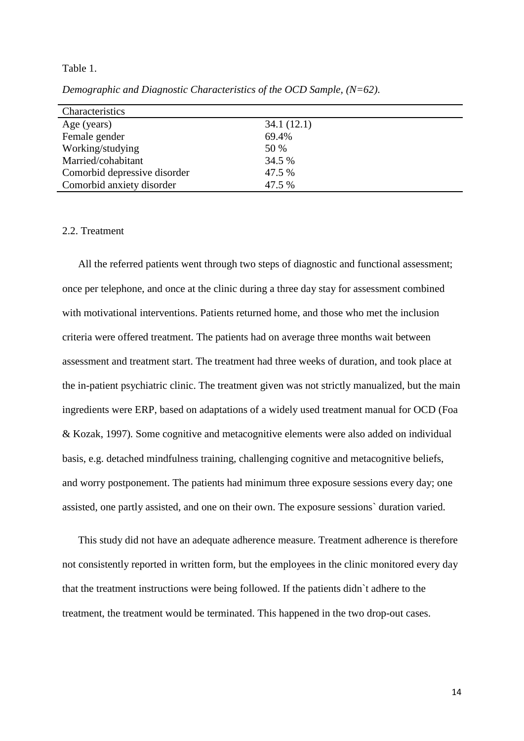Table 1.

*Demographic and Diagnostic Characteristics of the OCD Sample, (N=62).*

| Characteristics | |
|---|---|
| Age (years) | 34.1 (12.1) |
| Female gender | 69.4% |
| Working/studying | 50 % |
| Married/cohabitant | 34.5 % |
| Comorbid depressive disorder | 47.5 % |
| Comorbid anxiety disorder | 47.5 % |

2.2. Treatment

All the referred patients went through two steps of diagnostic and functional assessment; once per telephone, and once at the clinic during a three day stay for assessment combined with motivational interventions. Patients returned home, and those who met the inclusion criteria were offered treatment. The patients had on average three months wait between assessment and treatment start. The treatment had three weeks of duration, and took place at the in-patient psychiatric clinic. The treatment given was not strictly manualized, but the main ingredients were ERP, based on adaptations of a widely used treatment manual for OCD (Foa & Kozak, 1997). Some cognitive and metacognitive elements were also added on individual basis, e.g. detached mindfulness training, challenging cognitive and metacognitive beliefs, and worry postponement. The patients had minimum three exposure sessions every day; one assisted, one partly assisted, and one on their own. The exposure sessions` duration varied.

This study did not have an adequate adherence measure. Treatment adherence is therefore not consistently reported in written form, but the employees in the clinic monitored every day that the treatment instructions were being followed. If the patients didn`t adhere to the treatment, the treatment would be terminated. This happened in the two drop-out cases.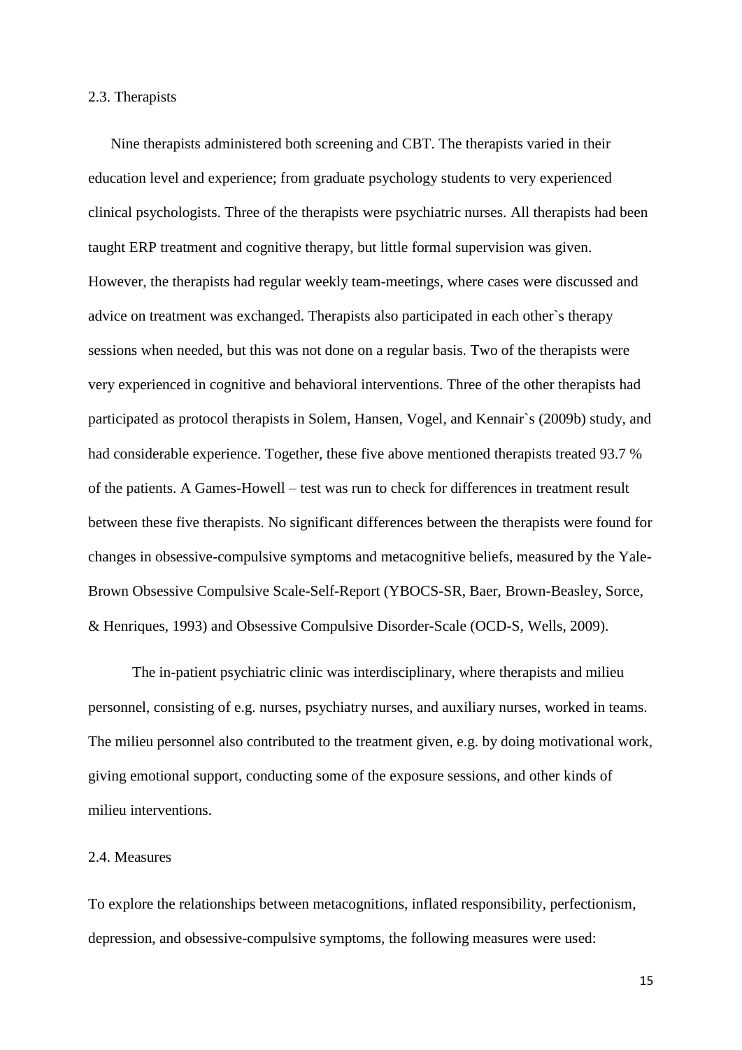### 2.3. Therapists

Nine therapists administered both screening and CBT. The therapists varied in their education level and experience; from graduate psychology students to very experienced clinical psychologists. Three of the therapists were psychiatric nurses. All therapists had been taught ERP treatment and cognitive therapy, but little formal supervision was given. However, the therapists had regular weekly team-meetings, where cases were discussed and advice on treatment was exchanged. Therapists also participated in each other`s therapy sessions when needed, but this was not done on a regular basis. Two of the therapists were very experienced in cognitive and behavioral interventions. Three of the other therapists had participated as protocol therapists in Solem, Hansen, Vogel, and Kennair`s (2009b) study, and had considerable experience. Together, these five above mentioned therapists treated 93.7 % of the patients. A Games-Howell – test was run to check for differences in treatment result between these five therapists. No significant differences between the therapists were found for changes in obsessive-compulsive symptoms and metacognitive beliefs, measured by the Yale-Brown Obsessive Compulsive Scale-Self-Report (YBOCS-SR, Baer, Brown-Beasley, Sorce, & Henriques, 1993) and Obsessive Compulsive Disorder-Scale (OCD-S, Wells, 2009).

The in-patient psychiatric clinic was interdisciplinary, where therapists and milieu personnel, consisting of e.g. nurses, psychiatry nurses, and auxiliary nurses, worked in teams. The milieu personnel also contributed to the treatment given, e.g. by doing motivational work, giving emotional support, conducting some of the exposure sessions, and other kinds of milieu interventions.

### 2.4. Measures

To explore the relationships between metacognitions, inflated responsibility, perfectionism, depression, and obsessive-compulsive symptoms, the following measures were used: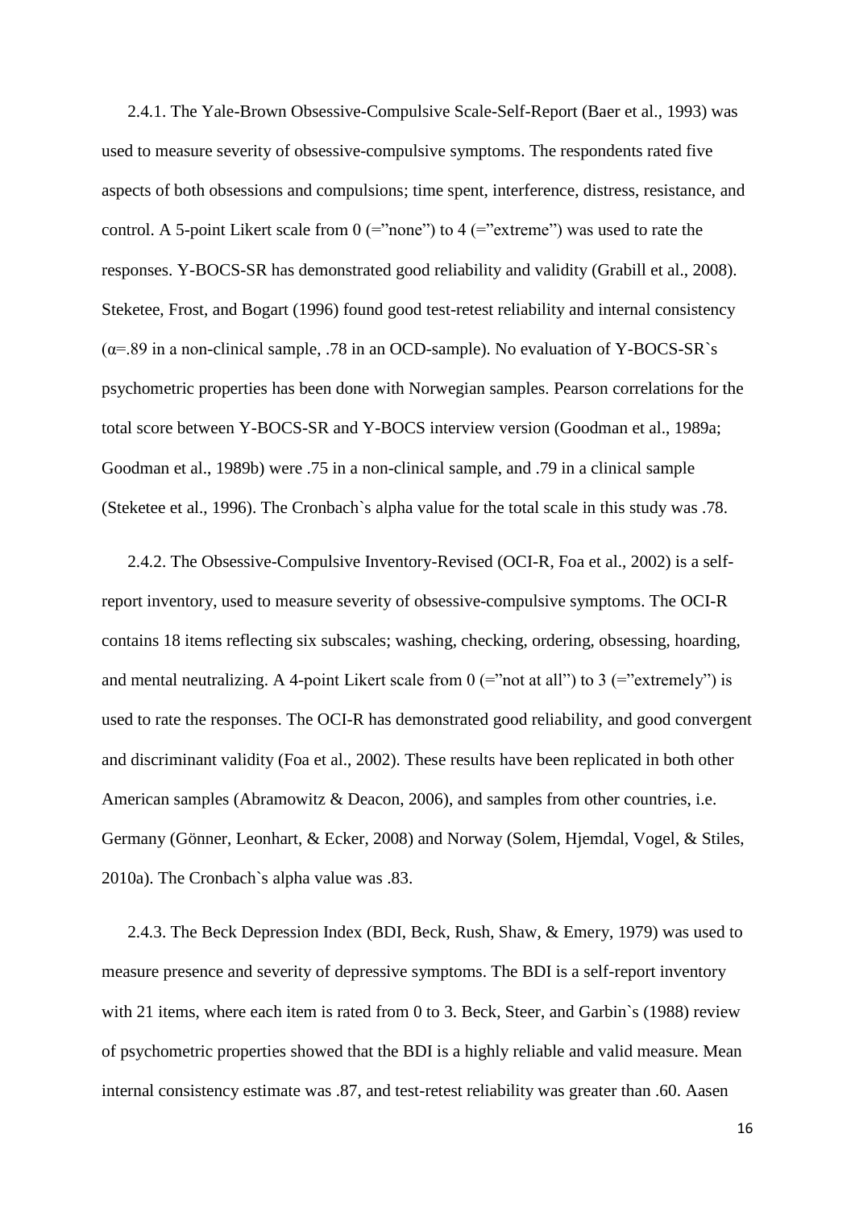2.4.1. The Yale-Brown Obsessive-Compulsive Scale-Self-Report (Baer et al., 1993) was used to measure severity of obsessive-compulsive symptoms. The respondents rated five aspects of both obsessions and compulsions; time spent, interference, distress, resistance, and control. A 5-point Likert scale from 0 (="none") to 4 (="extreme") was used to rate the responses. Y-BOCS-SR has demonstrated good reliability and validity (Grabill et al., 2008). Steketee, Frost, and Bogart (1996) found good test-retest reliability and internal consistency (α=.89 in a non-clinical sample, .78 in an OCD-sample). No evaluation of Y-BOCS-SR`s psychometric properties has been done with Norwegian samples. Pearson correlations for the total score between Y-BOCS-SR and Y-BOCS interview version (Goodman et al., 1989a; Goodman et al., 1989b) were .75 in a non-clinical sample, and .79 in a clinical sample (Steketee et al., 1996). The Cronbach`s alpha value for the total scale in this study was .78.

2.4.2. The Obsessive-Compulsive Inventory-Revised (OCI-R, Foa et al., 2002) is a self-report inventory, used to measure severity of obsessive-compulsive symptoms. The OCI-R contains 18 items reflecting six subscales; washing, checking, ordering, obsessing, hoarding, and mental neutralizing. A 4-point Likert scale from 0 (="not at all") to 3 (="extremely") is used to rate the responses. The OCI-R has demonstrated good reliability, and good convergent and discriminant validity (Foa et al., 2002). These results have been replicated in both other American samples (Abramowitz & Deacon, 2006), and samples from other countries, i.e. Germany (Gönner, Leonhart, & Ecker, 2008) and Norway (Solem, Hjemdal, Vogel, & Stiles, 2010a). The Cronbach`s alpha value was .83.

2.4.3. The Beck Depression Index (BDI, Beck, Rush, Shaw, & Emery, 1979) was used to measure presence and severity of depressive symptoms. The BDI is a self-report inventory with 21 items, where each item is rated from 0 to 3. Beck, Steer, and Garbin`s (1988) review of psychometric properties showed that the BDI is a highly reliable and valid measure. Mean internal consistency estimate was .87, and test-retest reliability was greater than .60. Aasen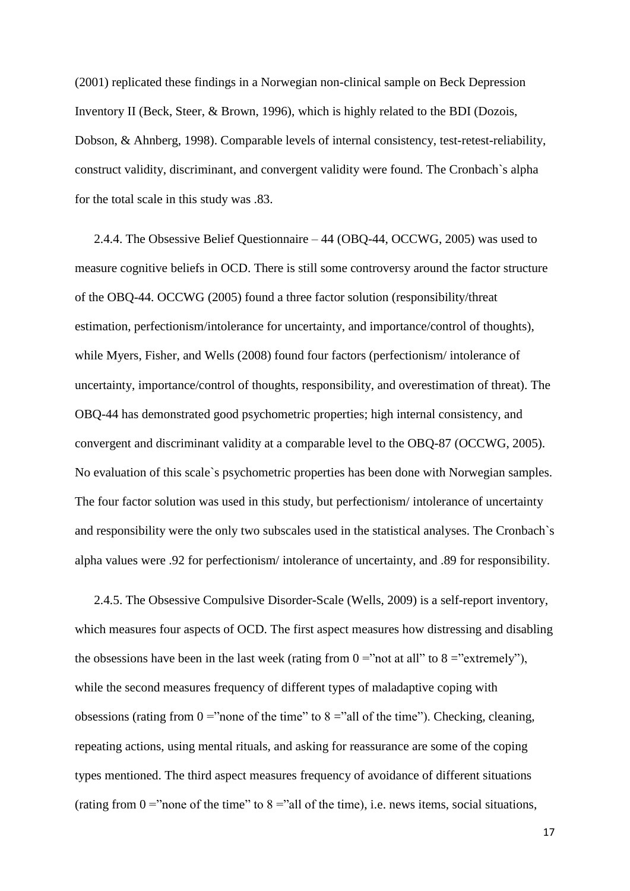(2001) replicated these findings in a Norwegian non-clinical sample on Beck Depression Inventory II (Beck, Steer, & Brown, 1996), which is highly related to the BDI (Dozois, Dobson, & Ahnberg, 1998). Comparable levels of internal consistency, test-retest-reliability, construct validity, discriminant, and convergent validity were found. The Cronbach`s alpha for the total scale in this study was .83.

2.4.4. The Obsessive Belief Questionnaire – 44 (OBQ-44, OCCWG, 2005) was used to measure cognitive beliefs in OCD. There is still some controversy around the factor structure of the OBQ-44. OCCWG (2005) found a three factor solution (responsibility/threat estimation, perfectionism/intolerance for uncertainty, and importance/control of thoughts), while Myers, Fisher, and Wells (2008) found four factors (perfectionism/ intolerance of uncertainty, importance/control of thoughts, responsibility, and overestimation of threat). The OBQ-44 has demonstrated good psychometric properties; high internal consistency, and convergent and discriminant validity at a comparable level to the OBQ-87 (OCCWG, 2005). No evaluation of this scale`s psychometric properties has been done with Norwegian samples. The four factor solution was used in this study, but perfectionism/ intolerance of uncertainty and responsibility were the only two subscales used in the statistical analyses. The Cronbach`s alpha values were .92 for perfectionism/ intolerance of uncertainty, and .89 for responsibility.

2.4.5. The Obsessive Compulsive Disorder-Scale (Wells, 2009) is a self-report inventory, which measures four aspects of OCD. The first aspect measures how distressing and disabling the obsessions have been in the last week (rating from 0 =”not at all” to 8 =”extremely”), while the second measures frequency of different types of maladaptive coping with obsessions (rating from 0 =”none of the time” to 8 =”all of the time”). Checking, cleaning, repeating actions, using mental rituals, and asking for reassurance are some of the coping types mentioned. The third aspect measures frequency of avoidance of different situations (rating from 0 =”none of the time” to 8 =”all of the time), i.e. news items, social situations,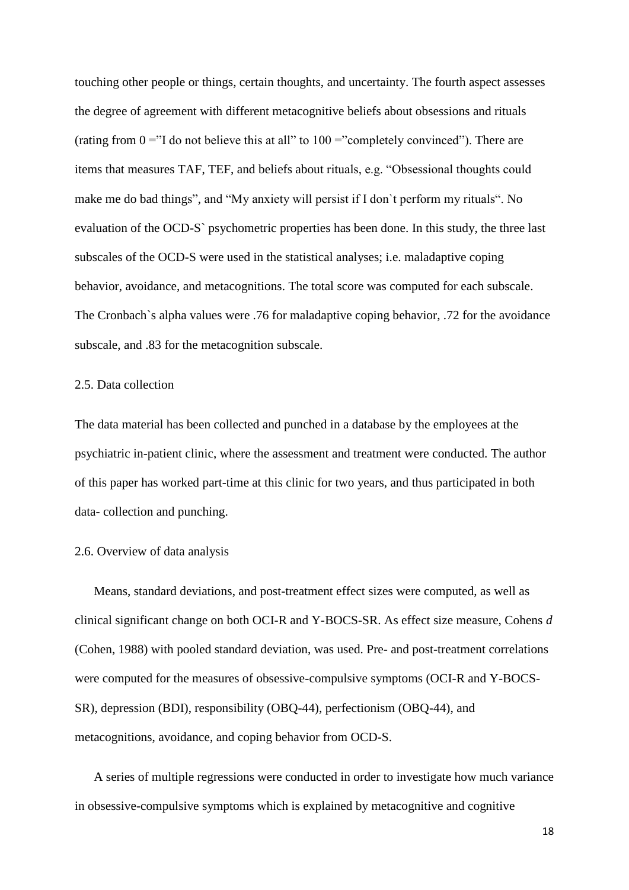touching other people or things, certain thoughts, and uncertainty. The fourth aspect assesses the degree of agreement with different metacognitive beliefs about obsessions and rituals (rating from 0 ="I do not believe this at all" to 100 ="completely convinced"). There are items that measures TAF, TEF, and beliefs about rituals, e.g. "Obsessional thoughts could make me do bad things", and "My anxiety will persist if I don`t perform my rituals". No evaluation of the OCD-S` psychometric properties has been done. In this study, the three last subscales of the OCD-S were used in the statistical analyses; i.e. maladaptive coping behavior, avoidance, and metacognitions. The total score was computed for each subscale. The Cronbach`s alpha values were .76 for maladaptive coping behavior, .72 for the avoidance subscale, and .83 for the metacognition subscale.

### 2.5. Data collection

The data material has been collected and punched in a database by the employees at the psychiatric in-patient clinic, where the assessment and treatment were conducted. The author of this paper has worked part-time at this clinic for two years, and thus participated in both data- collection and punching.

### 2.6. Overview of data analysis

Means, standard deviations, and post-treatment effect sizes were computed, as well as clinical significant change on both OCI-R and Y-BOCS-SR. As effect size measure, Cohens *d* (Cohen, 1988) with pooled standard deviation, was used. Pre- and post-treatment correlations were computed for the measures of obsessive-compulsive symptoms (OCI-R and Y-BOCS-SR), depression (BDI), responsibility (OBQ-44), perfectionism (OBQ-44), and metacognitions, avoidance, and coping behavior from OCD-S.

A series of multiple regressions were conducted in order to investigate how much variance in obsessive-compulsive symptoms which is explained by metacognitive and cognitive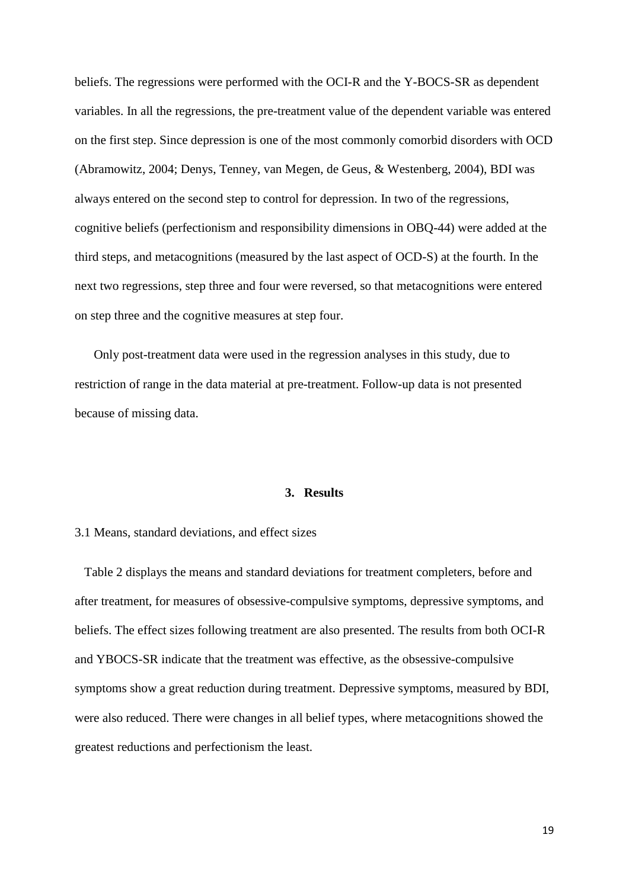beliefs. The regressions were performed with the OCI-R and the Y-BOCS-SR as dependent variables. In all the regressions, the pre-treatment value of the dependent variable was entered on the first step. Since depression is one of the most commonly comorbid disorders with OCD (Abramowitz, 2004; Denys, Tenney, van Megen, de Geus, & Westenberg, 2004), BDI was always entered on the second step to control for depression. In two of the regressions, cognitive beliefs (perfectionism and responsibility dimensions in OBQ-44) were added at the third steps, and metacognitions (measured by the last aspect of OCD-S) at the fourth. In the next two regressions, step three and four were reversed, so that metacognitions were entered on step three and the cognitive measures at step four.

Only post-treatment data were used in the regression analyses in this study, due to restriction of range in the data material at pre-treatment. Follow-up data is not presented because of missing data.

## 3. Results

### 3.1 Means, standard deviations, and effect sizes

Table 2 displays the means and standard deviations for treatment completers, before and after treatment, for measures of obsessive-compulsive symptoms, depressive symptoms, and beliefs. The effect sizes following treatment are also presented. The results from both OCI-R and YBOCS-SR indicate that the treatment was effective, as the obsessive-compulsive symptoms show a great reduction during treatment. Depressive symptoms, measured by BDI, were also reduced. There were changes in all belief types, where metacognitions showed the greatest reductions and perfectionism the least.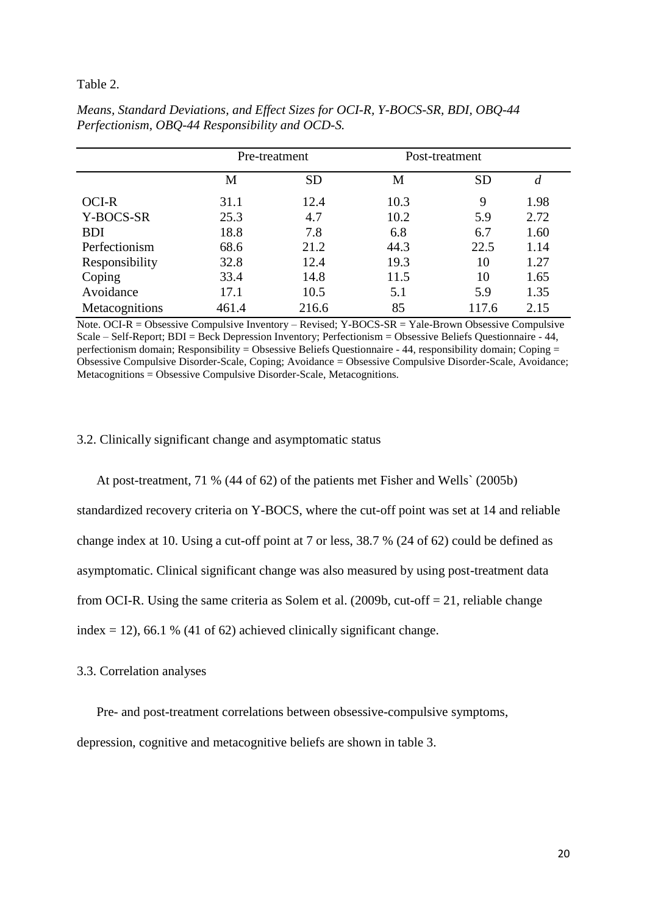Table 2.

*Means, Standard Deviations, and Effect Sizes for OCI-R, Y-BOCS-SR, BDI, OBQ-44 Perfectionism, OBQ-44 Responsibility and OCD-S.*

| | Pre-treatment | | Post-treatment | | |
|---|---|---|---|---|---|
| | M | SD | M | SD | *d* |
| OCI-R | 31.1 | 12.4 | 10.3 | 9 | 1.98 |
| Y-BOCS-SR | 25.3 | 4.7 | 10.2 | 5.9 | 2.72 |
| BDI | 18.8 | 7.8 | 6.8 | 6.7 | 1.60 |
| Perfectionism | 68.6 | 21.2 | 44.3 | 22.5 | 1.14 |
| Responsibility | 32.8 | 12.4 | 19.3 | 10 | 1.27 |
| Coping | 33.4 | 14.8 | 11.5 | 10 | 1.65 |
| Avoidance | 17.1 | 10.5 | 5.1 | 5.9 | 1.35 |
| Metacognitions | 461.4 | 216.6 | 85 | 117.6 | 2.15 |

Note. OCI-R = Obsessive Compulsive Inventory – Revised; Y-BOCS-SR = Yale-Brown Obsessive Compulsive Scale – Self-Report; BDI = Beck Depression Inventory; Perfectionism = Obsessive Beliefs Questionnaire - 44, perfectionism domain; Responsibility = Obsessive Beliefs Questionnaire - 44, responsibility domain; Coping = Obsessive Compulsive Disorder-Scale, Coping; Avoidance = Obsessive Compulsive Disorder-Scale, Avoidance; Metacognitions = Obsessive Compulsive Disorder-Scale, Metacognitions.

### 3.2. Clinically significant change and asymptomatic status

At post-treatment, 71 % (44 of 62) of the patients met Fisher and Wells` (2005b) standardized recovery criteria on Y-BOCS, where the cut-off point was set at 14 and reliable change index at 10. Using a cut-off point at 7 or less, 38.7 % (24 of 62) could be defined as asymptomatic. Clinical significant change was also measured by using post-treatment data from OCI-R. Using the same criteria as Solem et al. (2009b, cut-off = 21, reliable change index = 12), 66.1 % (41 of 62) achieved clinically significant change.

### 3.3. Correlation analyses

Pre- and post-treatment correlations between obsessive-compulsive symptoms, depression, cognitive and metacognitive beliefs are shown in table 3.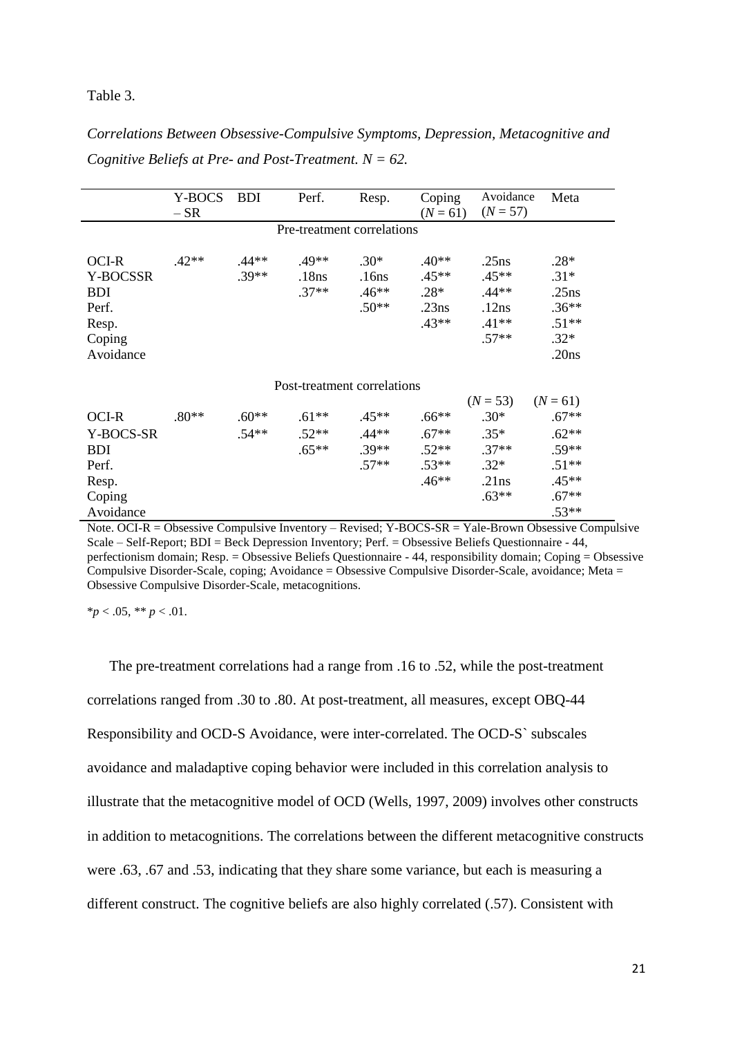Table 3.

*Correlations Between Obsessive-Compulsive Symptoms, Depression, Metacognitive and Cognitive Beliefs at Pre- and Post-Treatment. N = 62.*

| | Y-BOCS – SR | BDI | Perf. | Resp. | Coping ($N$ = 61) | Avoidance ($N$ = 57) | Meta |
|---|---|---|---|---|---|---|---|
| Pre-treatment correlations | | | | | | | |
| OCI-R | .42** | .44** | .49** | .30* | .40** | .25ns | .28* |
| Y-BOCSSR | | .39** | .18ns | .16ns | .45** | .45** | .31* |
| BDI | | | .37** | .46** | .28* | .44** | .25ns |
| Perf. | | | | .50** | .23ns | .12ns | .36** |
| Resp. | | | | | .43** | .41** | .51** |
| Coping | | | | | | .57** | .32* |
| Avoidance | | | | | | | .20ns |
| Post-treatment correlations | | | | | | | |
| | | | | | | ($N$ = 53) | ($N$ = 61) |
| OCI-R | .80** | .60** | .61** | .45** | .66** | .30* | .67** |
| Y-BOCS-SR | | .54** | .52** | .44** | .67** | .35* | .62** |
| BDI | | | .65** | .39** | .52** | .37** | .59** |
| Perf. | | | | .57** | .53** | .32* | .51** |
| Resp. | | | | | .46** | .21ns | .45** |
| Coping | | | | | | .63** | .67** |
| Avoidance | | | | | | | .53** |

Note. OCI-R = Obsessive Compulsive Inventory – Revised; Y-BOCS-SR = Yale-Brown Obsessive Compulsive Scale – Self-Report; BDI = Beck Depression Inventory; Perf. = Obsessive Beliefs Questionnaire - 44, perfectionism domain; Resp. = Obsessive Beliefs Questionnaire - 44, responsibility domain; Coping = Obsessive Compulsive Disorder-Scale, coping; Avoidance = Obsessive Compulsive Disorder-Scale, avoidance; Meta = Obsessive Compulsive Disorder-Scale, metacognitions.

*$p$ < .05, ** $p$ < .01.

The pre-treatment correlations had a range from .16 to .52, while the post-treatment correlations ranged from .30 to .80. At post-treatment, all measures, except OBQ-44 Responsibility and OCD-S Avoidance, were inter-correlated. The OCD-S` subscales avoidance and maladaptive coping behavior were included in this correlation analysis to illustrate that the metacognitive model of OCD (Wells, 1997, 2009) involves other constructs in addition to metacognitions. The correlations between the different metacognitive constructs were .63, .67 and .53, indicating that they share some variance, but each is measuring a different construct. The cognitive beliefs are also highly correlated (.57). Consistent with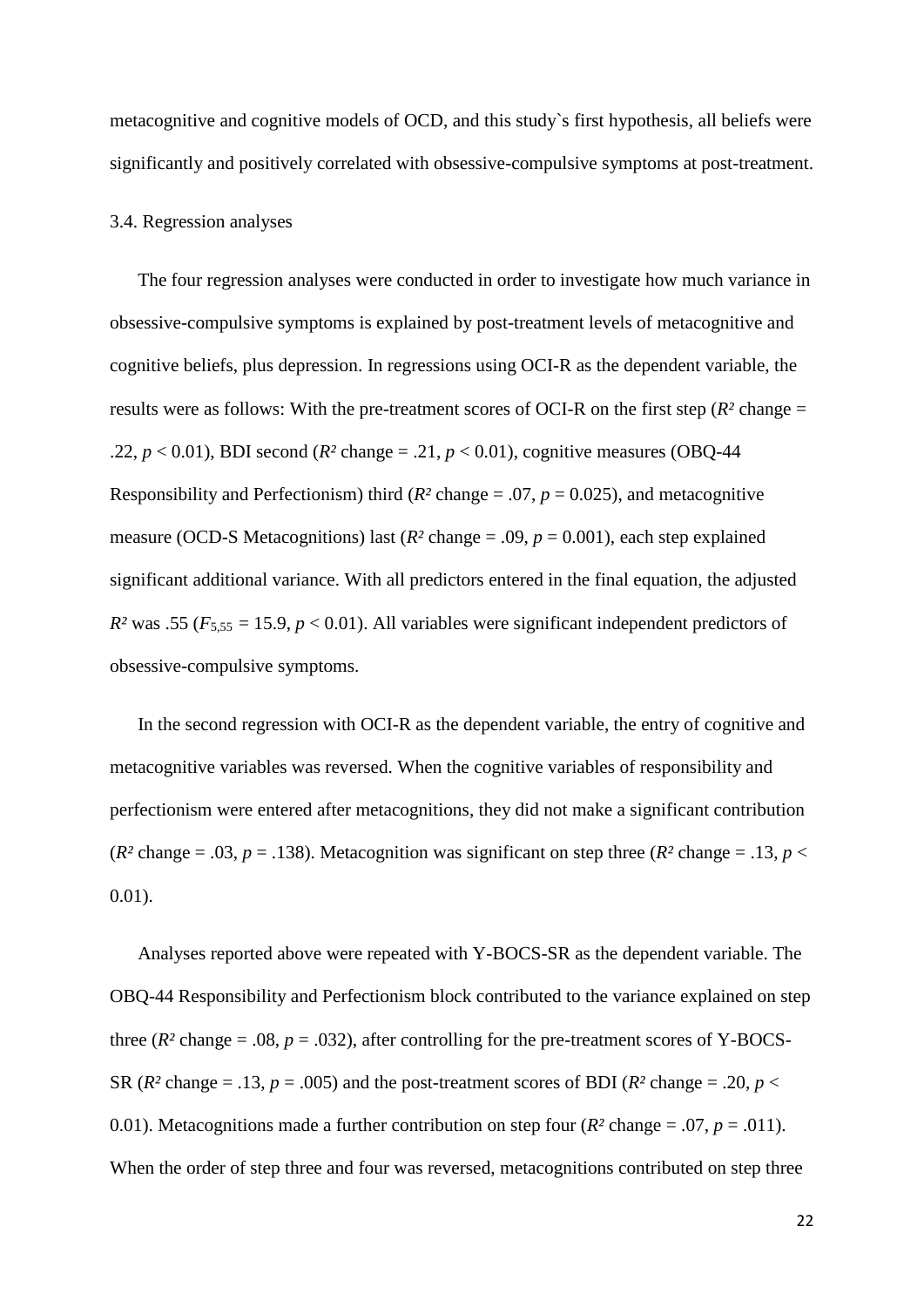metacognitive and cognitive models of OCD, and this study`s first hypothesis, all beliefs were significantly and positively correlated with obsessive-compulsive symptoms at post-treatment.

### 3.4. Regression analyses

The four regression analyses were conducted in order to investigate how much variance in obsessive-compulsive symptoms is explained by post-treatment levels of metacognitive and cognitive beliefs, plus depression. In regressions using OCI-R as the dependent variable, the results were as follows: With the pre-treatment scores of OCI-R on the first step ($R^2$ change = .22, $p < 0.01$), BDI second ($R^2$ change = .21, $p < 0.01$), cognitive measures (OBQ-44 Responsibility and Perfectionism) third ($R^2$ change = .07, $p = 0.025$), and metacognitive measure (OCD-S Metacognitions) last ($R^2$ change = .09, $p = 0.001$), each step explained significant additional variance. With all predictors entered in the final equation, the adjusted $R^2$ was .55 ($F_{5,55} = 15.9$, $p < 0.01$). All variables were significant independent predictors of obsessive-compulsive symptoms.

In the second regression with OCI-R as the dependent variable, the entry of cognitive and metacognitive variables was reversed. When the cognitive variables of responsibility and perfectionism were entered after metacognitions, they did not make a significant contribution ($R^2$ change = .03, $p = .138$). Metacognition was significant on step three ($R^2$ change = .13, $p < 0.01$).

Analyses reported above were repeated with Y-BOCS-SR as the dependent variable. The OBQ-44 Responsibility and Perfectionism block contributed to the variance explained on step three ($R^2$ change = .08, $p = .032$), after controlling for the pre-treatment scores of Y-BOCS-SR ($R^2$ change = .13, $p = .005$) and the post-treatment scores of BDI ($R^2$ change = .20, $p < 0.01$). Metacognitions made a further contribution on step four ($R^2$ change = .07, $p = .011$). When the order of step three and four was reversed, metacognitions contributed on step three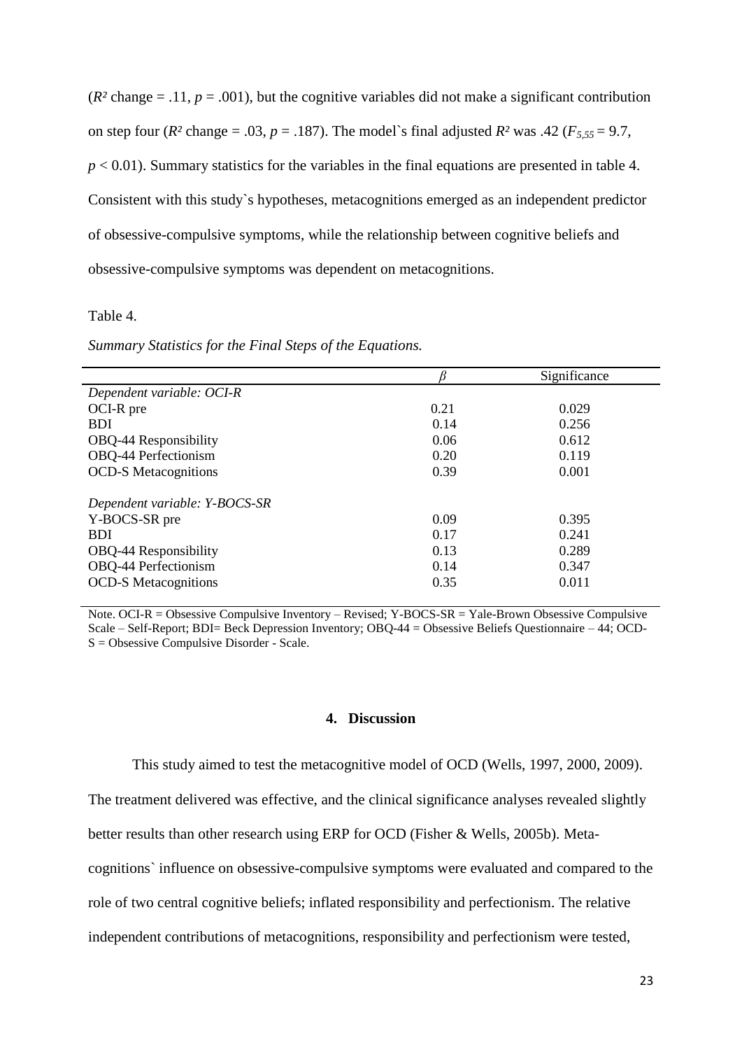($R^2$ change = .11, $p$ = .001), but the cognitive variables did not make a significant contribution on step four ($R^2$ change = .03, $p$ = .187). The model`s final adjusted $R^2$ was .42 ($F_{5,55}$ = 9.7, $p < 0.01$). Summary statistics for the variables in the final equations are presented in table 4. Consistent with this study`s hypotheses, metacognitions emerged as an independent predictor of obsessive-compulsive symptoms, while the relationship between cognitive beliefs and obsessive-compulsive symptoms was dependent on metacognitions.

Table 4.

*Summary Statistics for the Final Steps of the Equations.*

| | $\beta$ | Significance |
|---|---|---|
| *Dependent variable: OCI-R* | | |
| OCI-R pre | 0.21 | 0.029 |
| BDI | 0.14 | 0.256 |
| OBQ-44 Responsibility | 0.06 | 0.612 |
| OBQ-44 Perfectionism | 0.20 | 0.119 |
| OCD-S Metacognitions | 0.39 | 0.001 |
| *Dependent variable: Y-BOCS-SR* | | |
| Y-BOCS-SR pre | 0.09 | 0.395 |
| BDI | 0.17 | 0.241 |
| OBQ-44 Responsibility | 0.13 | 0.289 |
| OBQ-44 Perfectionism | 0.14 | 0.347 |
| OCD-S Metacognitions | 0.35 | 0.011 |

Note. OCI-R = Obsessive Compulsive Inventory – Revised; Y-BOCS-SR = Yale-Brown Obsessive Compulsive Scale – Self-Report; BDI= Beck Depression Inventory; OBQ-44 = Obsessive Beliefs Questionnaire – 44; OCD-S = Obsessive Compulsive Disorder - Scale.

## 4. Discussion

This study aimed to test the metacognitive model of OCD (Wells, 1997, 2000, 2009). The treatment delivered was effective, and the clinical significance analyses revealed slightly better results than other research using ERP for OCD (Fisher & Wells, 2005b). Metacognitions` influence on obsessive-compulsive symptoms were evaluated and compared to the role of two central cognitive beliefs; inflated responsibility and perfectionism. The relative independent contributions of metacognitions, responsibility and perfectionism were tested,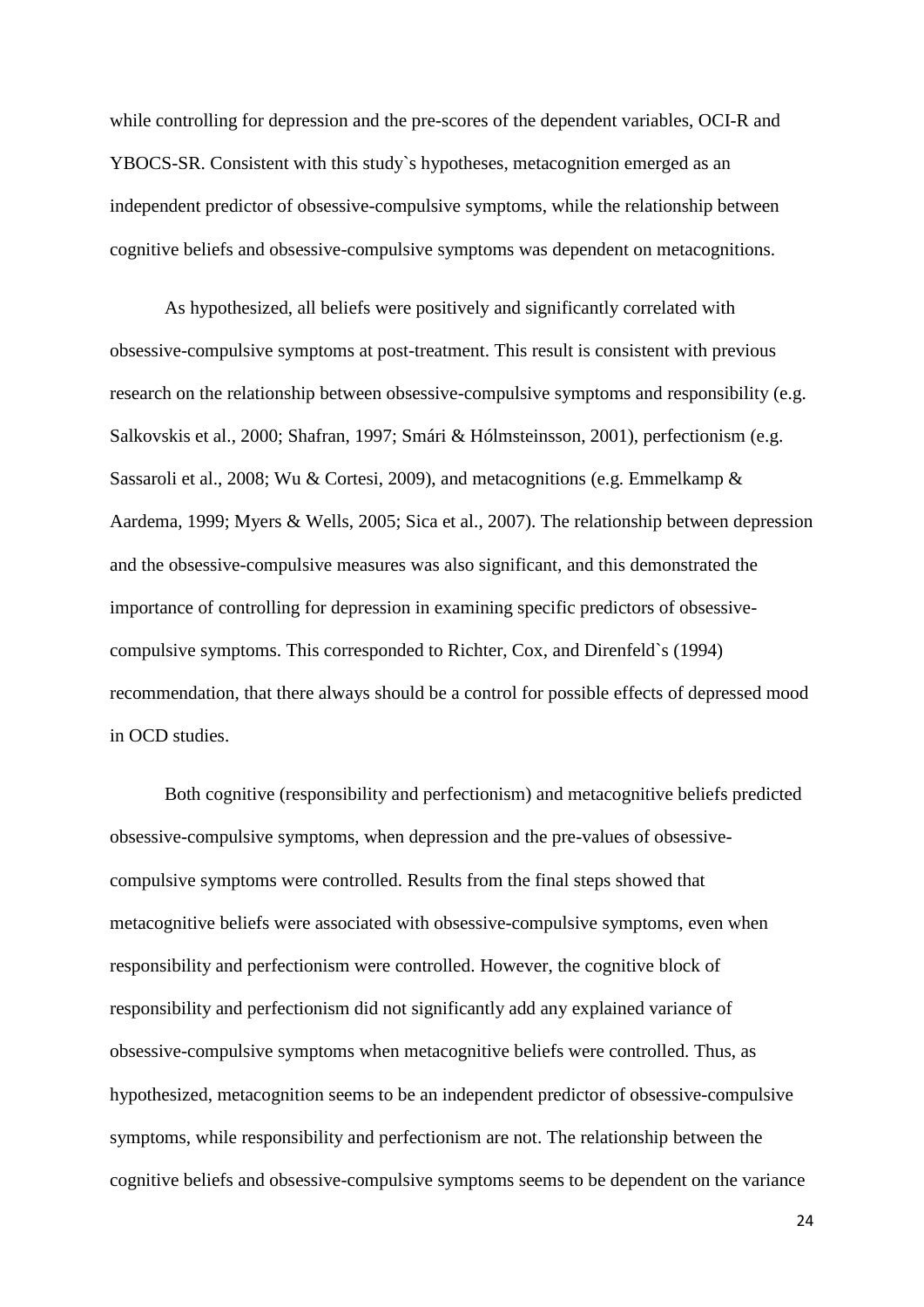while controlling for depression and the pre-scores of the dependent variables, OCI-R and YBOCS-SR. Consistent with this study`s hypotheses, metacognition emerged as an independent predictor of obsessive-compulsive symptoms, while the relationship between cognitive beliefs and obsessive-compulsive symptoms was dependent on metacognitions.

As hypothesized, all beliefs were positively and significantly correlated with obsessive-compulsive symptoms at post-treatment. This result is consistent with previous research on the relationship between obsessive-compulsive symptoms and responsibility (e.g. Salkovskis et al., 2000; Shafran, 1997; Smári & Hólmsteinsson, 2001), perfectionism (e.g. Sassaroli et al., 2008; Wu & Cortesi, 2009), and metacognitions (e.g. Emmelkamp & Aardema, 1999; Myers & Wells, 2005; Sica et al., 2007). The relationship between depression and the obsessive-compulsive measures was also significant, and this demonstrated the importance of controlling for depression in examining specific predictors of obsessive-compulsive symptoms. This corresponded to Richter, Cox, and Direnfeld`s (1994) recommendation, that there always should be a control for possible effects of depressed mood in OCD studies.

Both cognitive (responsibility and perfectionism) and metacognitive beliefs predicted obsessive-compulsive symptoms, when depression and the pre-values of obsessive-compulsive symptoms were controlled. Results from the final steps showed that metacognitive beliefs were associated with obsessive-compulsive symptoms, even when responsibility and perfectionism were controlled. However, the cognitive block of responsibility and perfectionism did not significantly add any explained variance of obsessive-compulsive symptoms when metacognitive beliefs were controlled. Thus, as hypothesized, metacognition seems to be an independent predictor of obsessive-compulsive symptoms, while responsibility and perfectionism are not. The relationship between the cognitive beliefs and obsessive-compulsive symptoms seems to be dependent on the variance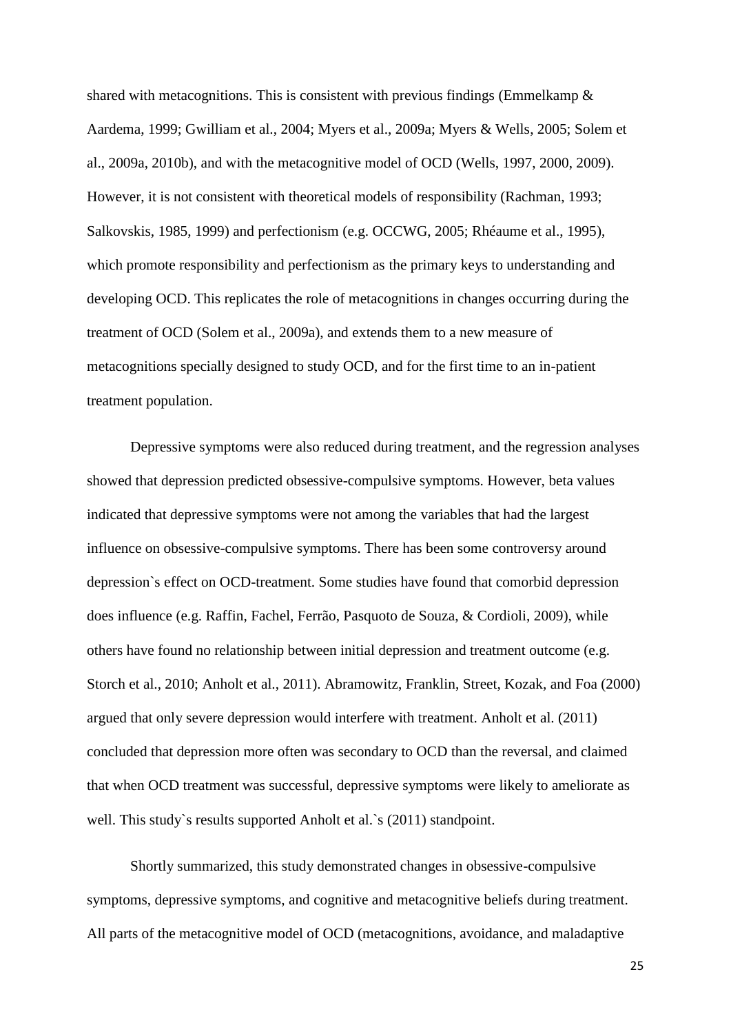shared with metacognitions. This is consistent with previous findings (Emmelkamp & Aardema, 1999; Gwilliam et al., 2004; Myers et al., 2009a; Myers & Wells, 2005; Solem et al., 2009a, 2010b), and with the metacognitive model of OCD (Wells, 1997, 2000, 2009). However, it is not consistent with theoretical models of responsibility (Rachman, 1993; Salkovskis, 1985, 1999) and perfectionism (e.g. OCCWG, 2005; Rhéaume et al., 1995), which promote responsibility and perfectionism as the primary keys to understanding and developing OCD. This replicates the role of metacognitions in changes occurring during the treatment of OCD (Solem et al., 2009a), and extends them to a new measure of metacognitions specially designed to study OCD, and for the first time to an in-patient treatment population.

Depressive symptoms were also reduced during treatment, and the regression analyses showed that depression predicted obsessive-compulsive symptoms. However, beta values indicated that depressive symptoms were not among the variables that had the largest influence on obsessive-compulsive symptoms. There has been some controversy around depression`s effect on OCD-treatment. Some studies have found that comorbid depression does influence (e.g. Raffin, Fachel, Ferrão, Pasquoto de Souza, & Cordioli, 2009), while others have found no relationship between initial depression and treatment outcome (e.g. Storch et al., 2010; Anholt et al., 2011). Abramowitz, Franklin, Street, Kozak, and Foa (2000) argued that only severe depression would interfere with treatment. Anholt et al. (2011) concluded that depression more often was secondary to OCD than the reversal, and claimed that when OCD treatment was successful, depressive symptoms were likely to ameliorate as well. This study`s results supported Anholt et al.`s (2011) standpoint.

Shortly summarized, this study demonstrated changes in obsessive-compulsive symptoms, depressive symptoms, and cognitive and metacognitive beliefs during treatment. All parts of the metacognitive model of OCD (metacognitions, avoidance, and maladaptive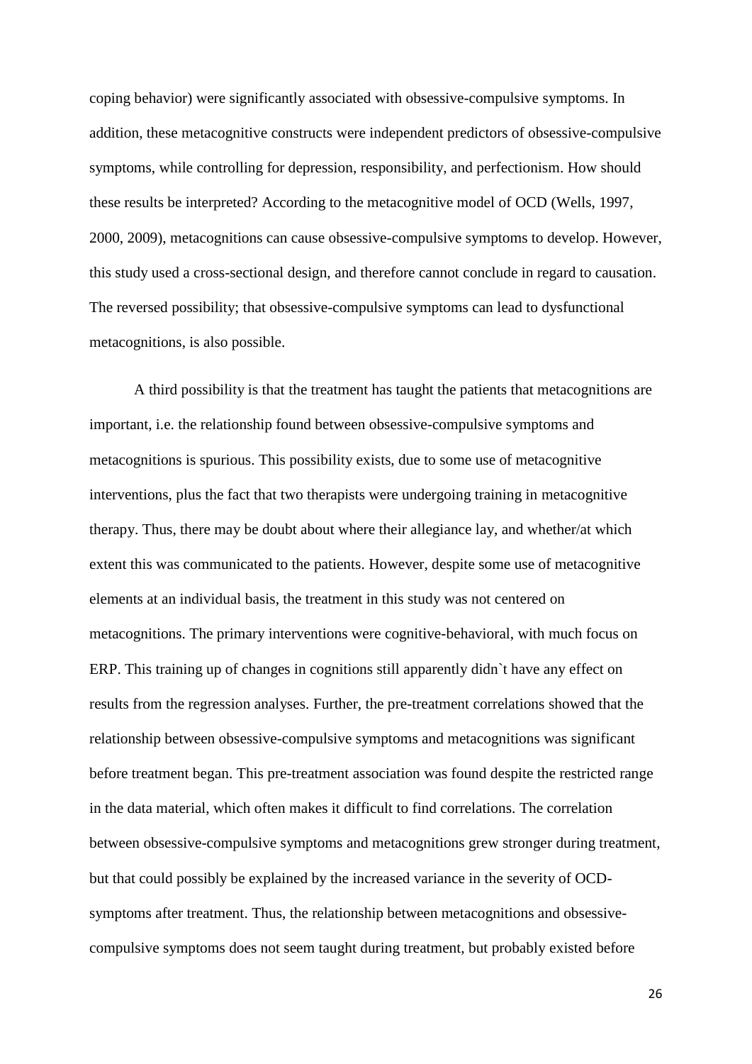coping behavior) were significantly associated with obsessive-compulsive symptoms. In addition, these metacognitive constructs were independent predictors of obsessive-compulsive symptoms, while controlling for depression, responsibility, and perfectionism. How should these results be interpreted? According to the metacognitive model of OCD (Wells, 1997, 2000, 2009), metacognitions can cause obsessive-compulsive symptoms to develop. However, this study used a cross-sectional design, and therefore cannot conclude in regard to causation. The reversed possibility; that obsessive-compulsive symptoms can lead to dysfunctional metacognitions, is also possible.

A third possibility is that the treatment has taught the patients that metacognitions are important, i.e. the relationship found between obsessive-compulsive symptoms and metacognitions is spurious. This possibility exists, due to some use of metacognitive interventions, plus the fact that two therapists were undergoing training in metacognitive therapy. Thus, there may be doubt about where their allegiance lay, and whether/at which extent this was communicated to the patients. However, despite some use of metacognitive elements at an individual basis, the treatment in this study was not centered on metacognitions. The primary interventions were cognitive-behavioral, with much focus on ERP. This training up of changes in cognitions still apparently didn`t have any effect on results from the regression analyses. Further, the pre-treatment correlations showed that the relationship between obsessive-compulsive symptoms and metacognitions was significant before treatment began. This pre-treatment association was found despite the restricted range in the data material, which often makes it difficult to find correlations. The correlation between obsessive-compulsive symptoms and metacognitions grew stronger during treatment, but that could possibly be explained by the increased variance in the severity of OCD-symptoms after treatment. Thus, the relationship between metacognitions and obsessive-compulsive symptoms does not seem taught during treatment, but probably existed before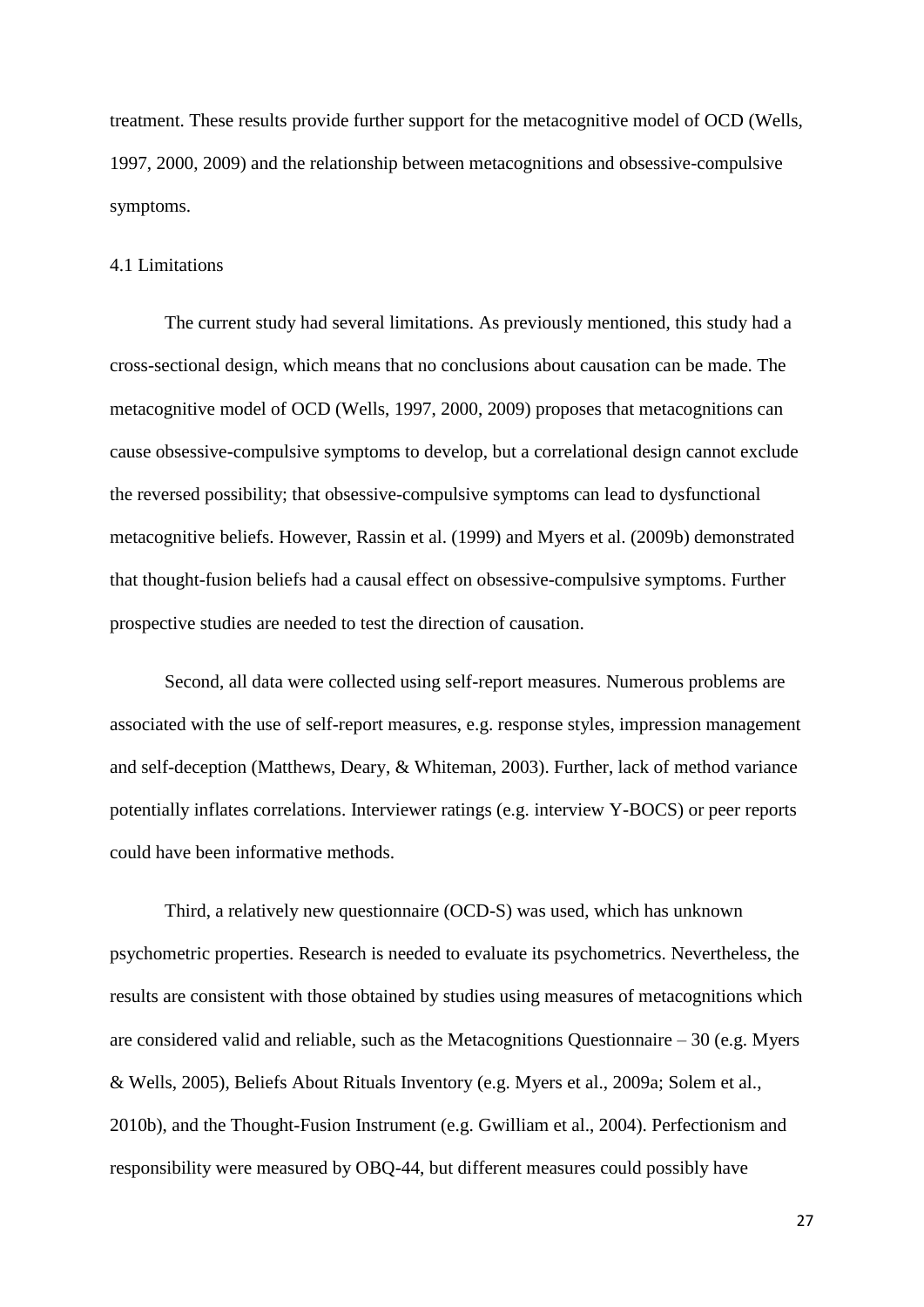treatment. These results provide further support for the metacognitive model of OCD (Wells, 1997, 2000, 2009) and the relationship between metacognitions and obsessive-compulsive symptoms.

### 4.1 Limitations

The current study had several limitations. As previously mentioned, this study had a cross-sectional design, which means that no conclusions about causation can be made. The metacognitive model of OCD (Wells, 1997, 2000, 2009) proposes that metacognitions can cause obsessive-compulsive symptoms to develop, but a correlational design cannot exclude the reversed possibility; that obsessive-compulsive symptoms can lead to dysfunctional metacognitive beliefs. However, Rassin et al. (1999) and Myers et al. (2009b) demonstrated that thought-fusion beliefs had a causal effect on obsessive-compulsive symptoms. Further prospective studies are needed to test the direction of causation.

Second, all data were collected using self-report measures. Numerous problems are associated with the use of self-report measures, e.g. response styles, impression management and self-deception (Matthews, Deary, & Whiteman, 2003). Further, lack of method variance potentially inflates correlations. Interviewer ratings (e.g. interview Y-BOCS) or peer reports could have been informative methods.

Third, a relatively new questionnaire (OCD-S) was used, which has unknown psychometric properties. Research is needed to evaluate its psychometrics. Nevertheless, the results are consistent with those obtained by studies using measures of metacognitions which are considered valid and reliable, such as the Metacognitions Questionnaire – 30 (e.g. Myers & Wells, 2005), Beliefs About Rituals Inventory (e.g. Myers et al., 2009a; Solem et al., 2010b), and the Thought-Fusion Instrument (e.g. Gwilliam et al., 2004). Perfectionism and responsibility were measured by OBQ-44, but different measures could possibly have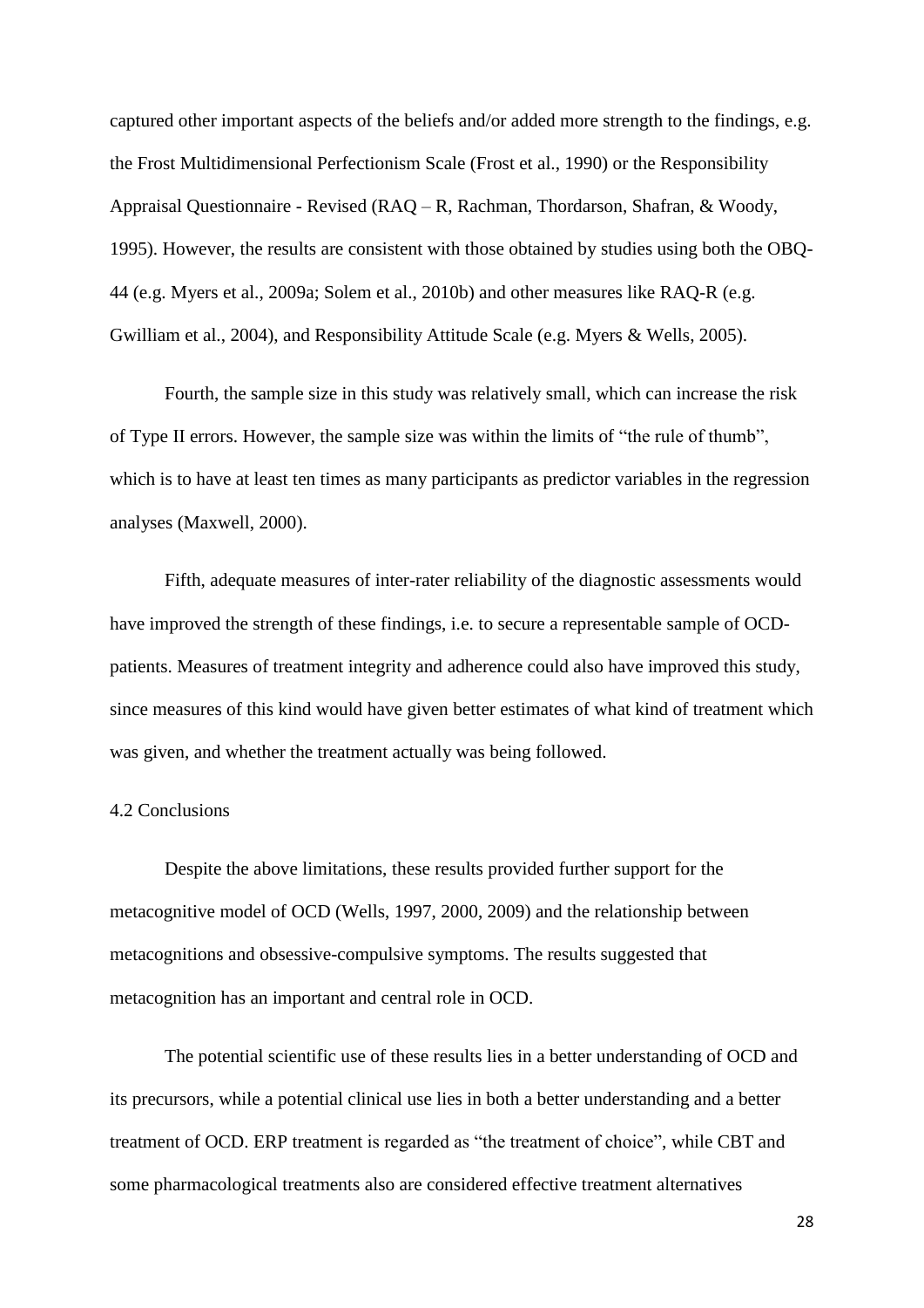captured other important aspects of the beliefs and/or added more strength to the findings, e.g. the Frost Multidimensional Perfectionism Scale (Frost et al., 1990) or the Responsibility Appraisal Questionnaire - Revised (RAQ – R, Rachman, Thordarson, Shafran, & Woody, 1995). However, the results are consistent with those obtained by studies using both the OBQ-44 (e.g. Myers et al., 2009a; Solem et al., 2010b) and other measures like RAQ-R (e.g. Gwilliam et al., 2004), and Responsibility Attitude Scale (e.g. Myers & Wells, 2005).

Fourth, the sample size in this study was relatively small, which can increase the risk of Type II errors. However, the sample size was within the limits of "the rule of thumb", which is to have at least ten times as many participants as predictor variables in the regression analyses (Maxwell, 2000).

Fifth, adequate measures of inter-rater reliability of the diagnostic assessments would have improved the strength of these findings, i.e. to secure a representable sample of OCD-patients. Measures of treatment integrity and adherence could also have improved this study, since measures of this kind would have given better estimates of what kind of treatment which was given, and whether the treatment actually was being followed.

### 4.2 Conclusions

Despite the above limitations, these results provided further support for the metacognitive model of OCD (Wells, 1997, 2000, 2009) and the relationship between metacognitions and obsessive-compulsive symptoms. The results suggested that metacognition has an important and central role in OCD.

The potential scientific use of these results lies in a better understanding of OCD and its precursors, while a potential clinical use lies in both a better understanding and a better treatment of OCD. ERP treatment is regarded as "the treatment of choice", while CBT and some pharmacological treatments also are considered effective treatment alternatives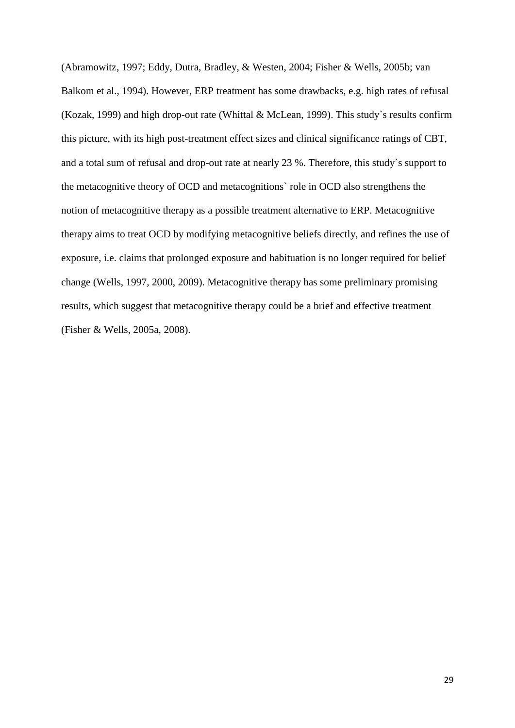(Abramowitz, 1997; Eddy, Dutra, Bradley, & Westen, 2004; Fisher & Wells, 2005b; van Balkom et al., 1994). However, ERP treatment has some drawbacks, e.g. high rates of refusal (Kozak, 1999) and high drop-out rate (Whittal & McLean, 1999). This study`s results confirm this picture, with its high post-treatment effect sizes and clinical significance ratings of CBT, and a total sum of refusal and drop-out rate at nearly 23 %. Therefore, this study`s support to the metacognitive theory of OCD and metacognitions` role in OCD also strengthens the notion of metacognitive therapy as a possible treatment alternative to ERP. Metacognitive therapy aims to treat OCD by modifying metacognitive beliefs directly, and refines the use of exposure, i.e. claims that prolonged exposure and habituation is no longer required for belief change (Wells, 1997, 2000, 2009). Metacognitive therapy has some preliminary promising results, which suggest that metacognitive therapy could be a brief and effective treatment (Fisher & Wells, 2005a, 2008).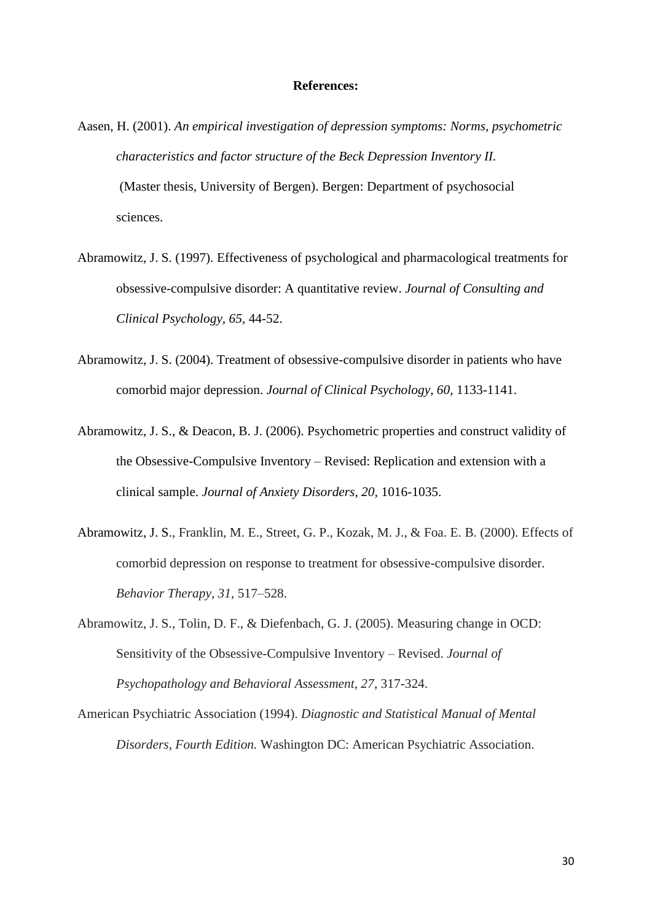**References:**

Aasen, H. (2001). *An empirical investigation of depression symptoms: Norms, psychometric characteristics and factor structure of the Beck Depression Inventory II.* (Master thesis, University of Bergen). Bergen: Department of psychosocial sciences.

Abramowitz, J. S. (1997). Effectiveness of psychological and pharmacological treatments for obsessive-compulsive disorder: A quantitative review. *Journal of Consulting and Clinical Psychology, 65,* 44-52.

Abramowitz, J. S. (2004). Treatment of obsessive-compulsive disorder in patients who have comorbid major depression. *Journal of Clinical Psychology, 60,* 1133-1141.

Abramowitz, J. S., & Deacon, B. J. (2006). Psychometric properties and construct validity of the Obsessive-Compulsive Inventory – Revised: Replication and extension with a clinical sample. *Journal of Anxiety Disorders, 20,* 1016-1035.

Abramowitz, J. S., Franklin, M. E., Street, G. P., Kozak, M. J., & Foa. E. B. (2000). Effects of comorbid depression on response to treatment for obsessive-compulsive disorder. *Behavior Therapy, 31,* 517–528.

Abramowitz, J. S., Tolin, D. F., & Diefenbach, G. J. (2005). Measuring change in OCD: Sensitivity of the Obsessive-Compulsive Inventory – Revised. *Journal of Psychopathology and Behavioral Assessment, 27,* 317-324.

American Psychiatric Association (1994). *Diagnostic and Statistical Manual of Mental Disorders, Fourth Edition.* Washington DC: American Psychiatric Association.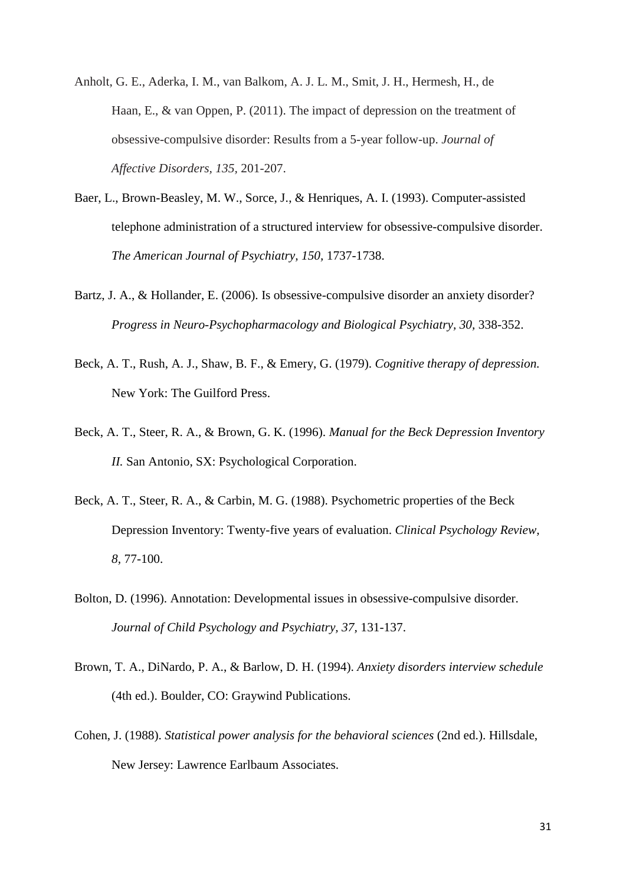Anholt, G. E., Aderka, I. M., van Balkom, A. J. L. M., Smit, J. H., Hermesh, H., de Haan, E., & van Oppen, P. (2011). The impact of depression on the treatment of obsessive-compulsive disorder: Results from a 5-year follow-up. *Journal of Affective Disorders, 135,* 201-207.

Baer, L., Brown-Beasley, M. W., Sorce, J., & Henriques, A. I. (1993). Computer-assisted telephone administration of a structured interview for obsessive-compulsive disorder. *The American Journal of Psychiatry, 150*, 1737-1738.

Bartz, J. A., & Hollander, E. (2006). Is obsessive-compulsive disorder an anxiety disorder? *Progress in Neuro-Psychopharmacology and Biological Psychiatry, 30,* 338-352.

Beck, A. T., Rush, A. J., Shaw, B. F., & Emery, G. (1979). *Cognitive therapy of depression.* New York: The Guilford Press.

Beck, A. T., Steer, R. A., & Brown, G. K. (1996). *Manual for the Beck Depression Inventory II.* San Antonio, SX: Psychological Corporation.

Beck, A. T., Steer, R. A., & Carbin, M. G. (1988). Psychometric properties of the Beck Depression Inventory: Twenty-five years of evaluation. *Clinical Psychology Review, 8,* 77-100.

Bolton, D. (1996). Annotation: Developmental issues in obsessive-compulsive disorder. *Journal of Child Psychology and Psychiatry, 37,* 131-137.

Brown, T. A., DiNardo, P. A., & Barlow, D. H. (1994). *Anxiety disorders interview schedule* (4th ed.). Boulder, CO: Graywind Publications.

Cohen, J. (1988). *Statistical power analysis for the behavioral sciences* (2nd ed.). Hillsdale, New Jersey: Lawrence Earlbaum Associates.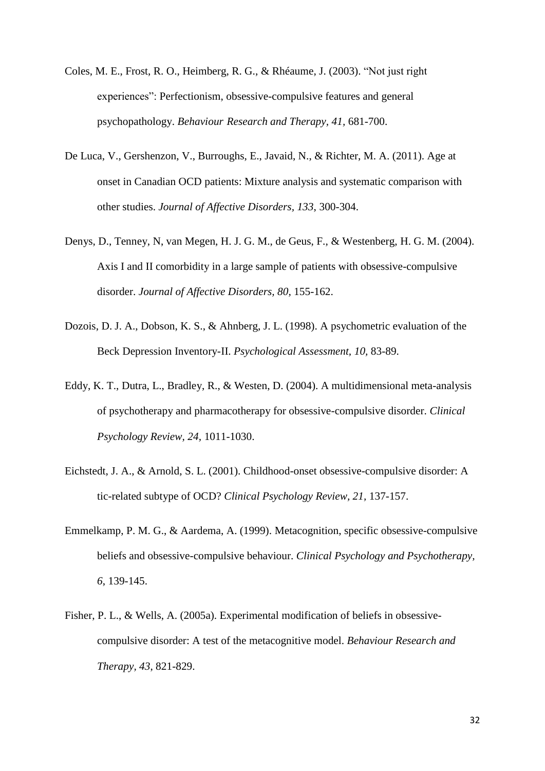Coles, M. E., Frost, R. O., Heimberg, R. G., & Rhéaume, J. (2003). "Not just right experiences": Perfectionism, obsessive-compulsive features and general psychopathology. *Behaviour Research and Therapy, 41*, 681-700.

De Luca, V., Gershenzon, V., Burroughs, E., Javaid, N., & Richter, M. A. (2011). Age at onset in Canadian OCD patients: Mixture analysis and systematic comparison with other studies. *Journal of Affective Disorders, 133*, 300-304.

Denys, D., Tenney, N, van Megen, H. J. G. M., de Geus, F., & Westenberg, H. G. M. (2004). Axis I and II comorbidity in a large sample of patients with obsessive-compulsive disorder. *Journal of Affective Disorders, 80*, 155-162.

Dozois, D. J. A., Dobson, K. S., & Ahnberg, J. L. (1998). A psychometric evaluation of the Beck Depression Inventory-II. *Psychological Assessment, 10*, 83-89.

Eddy, K. T., Dutra, L., Bradley, R., & Westen, D. (2004). A multidimensional meta-analysis of psychotherapy and pharmacotherapy for obsessive-compulsive disorder. *Clinical Psychology Review, 24*, 1011-1030.

Eichstedt, J. A., & Arnold, S. L. (2001). Childhood-onset obsessive-compulsive disorder: A tic-related subtype of OCD? *Clinical Psychology Review, 21*, 137-157.

Emmelkamp, P. M. G., & Aardema, A. (1999). Metacognition, specific obsessive-compulsive beliefs and obsessive-compulsive behaviour. *Clinical Psychology and Psychotherapy, 6*, 139-145.

Fisher, P. L., & Wells, A. (2005a). Experimental modification of beliefs in obsessive-compulsive disorder: A test of the metacognitive model. *Behaviour Research and Therapy, 43*, 821-829.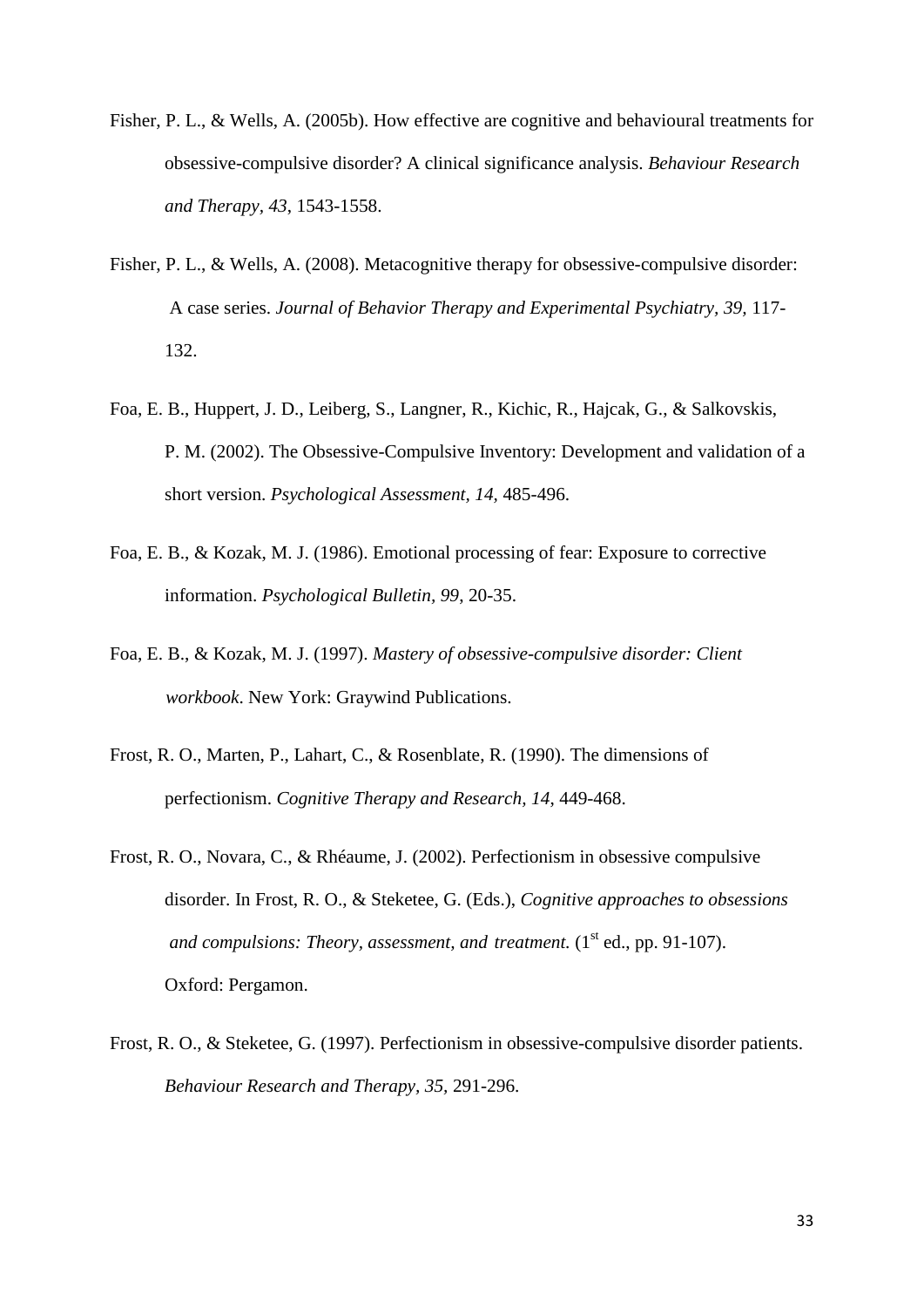Fisher, P. L., & Wells, A. (2005b). How effective are cognitive and behavioural treatments for obsessive-compulsive disorder? A clinical significance analysis. *Behaviour Research and Therapy, 43*, 1543-1558.

Fisher, P. L., & Wells, A. (2008). Metacognitive therapy for obsessive-compulsive disorder: A case series. *Journal of Behavior Therapy and Experimental Psychiatry, 39*, 117-132.

Foa, E. B., Huppert, J. D., Leiberg, S., Langner, R., Kichic, R., Hajcak, G., & Salkovskis, P. M. (2002). The Obsessive-Compulsive Inventory: Development and validation of a short version. *Psychological Assessment, 14,* 485-496.

Foa, E. B., & Kozak, M. J. (1986). Emotional processing of fear: Exposure to corrective information. *Psychological Bulletin, 99*, 20-35.

Foa, E. B., & Kozak, M. J. (1997). *Mastery of obsessive-compulsive disorder: Client workbook*. New York: Graywind Publications.

Frost, R. O., Marten, P., Lahart, C., & Rosenblate, R. (1990). The dimensions of perfectionism. *Cognitive Therapy and Research, 14*, 449-468.

Frost, R. O., Novara, C., & Rhéaume, J. (2002). Perfectionism in obsessive compulsive disorder. In Frost, R. O., & Steketee, G. (Eds.), *Cognitive approaches to obsessions and compulsions: Theory, assessment, and treatment.* (1st ed., pp. 91-107). Oxford: Pergamon.

Frost, R. O., & Steketee, G. (1997). Perfectionism in obsessive-compulsive disorder patients. *Behaviour Research and Therapy, 35,* 291-296.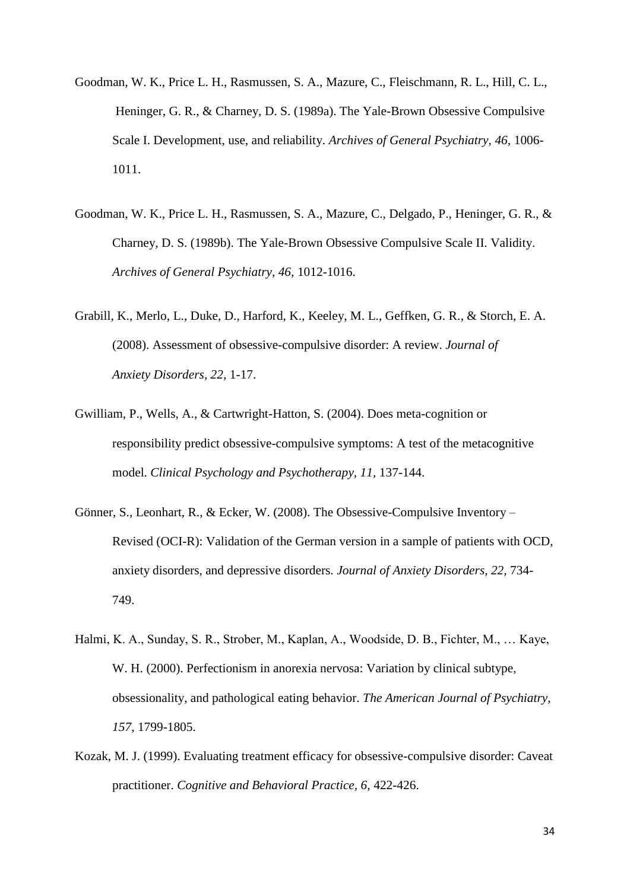Goodman, W. K., Price L. H., Rasmussen, S. A., Mazure, C., Fleischmann, R. L., Hill, C. L., Heninger, G. R., & Charney, D. S. (1989a). The Yale-Brown Obsessive Compulsive Scale I. Development, use, and reliability. *Archives of General Psychiatry, 46,* 1006-1011.

Goodman, W. K., Price L. H., Rasmussen, S. A., Mazure, C., Delgado, P., Heninger, G. R., & Charney, D. S. (1989b). The Yale-Brown Obsessive Compulsive Scale II. Validity. *Archives of General Psychiatry, 46,* 1012-1016.

Grabill, K., Merlo, L., Duke, D., Harford, K., Keeley, M. L., Geffken, G. R., & Storch, E. A. (2008). Assessment of obsessive-compulsive disorder: A review. *Journal of Anxiety Disorders, 22,* 1-17.

Gwilliam, P., Wells, A., & Cartwright-Hatton, S. (2004). Does meta-cognition or responsibility predict obsessive-compulsive symptoms: A test of the metacognitive model. *Clinical Psychology and Psychotherapy, 11,* 137-144.

Gönner, S., Leonhart, R., & Ecker, W. (2008). The Obsessive-Compulsive Inventory – Revised (OCI-R): Validation of the German version in a sample of patients with OCD, anxiety disorders, and depressive disorders. *Journal of Anxiety Disorders, 22,* 734-749.

Halmi, K. A., Sunday, S. R., Strober, M., Kaplan, A., Woodside, D. B., Fichter, M., … Kaye, W. H. (2000). Perfectionism in anorexia nervosa: Variation by clinical subtype, obsessionality, and pathological eating behavior. *The American Journal of Psychiatry, 157,* 1799-1805.

Kozak, M. J. (1999). Evaluating treatment efficacy for obsessive-compulsive disorder: Caveat practitioner. *Cognitive and Behavioral Practice, 6,* 422-426.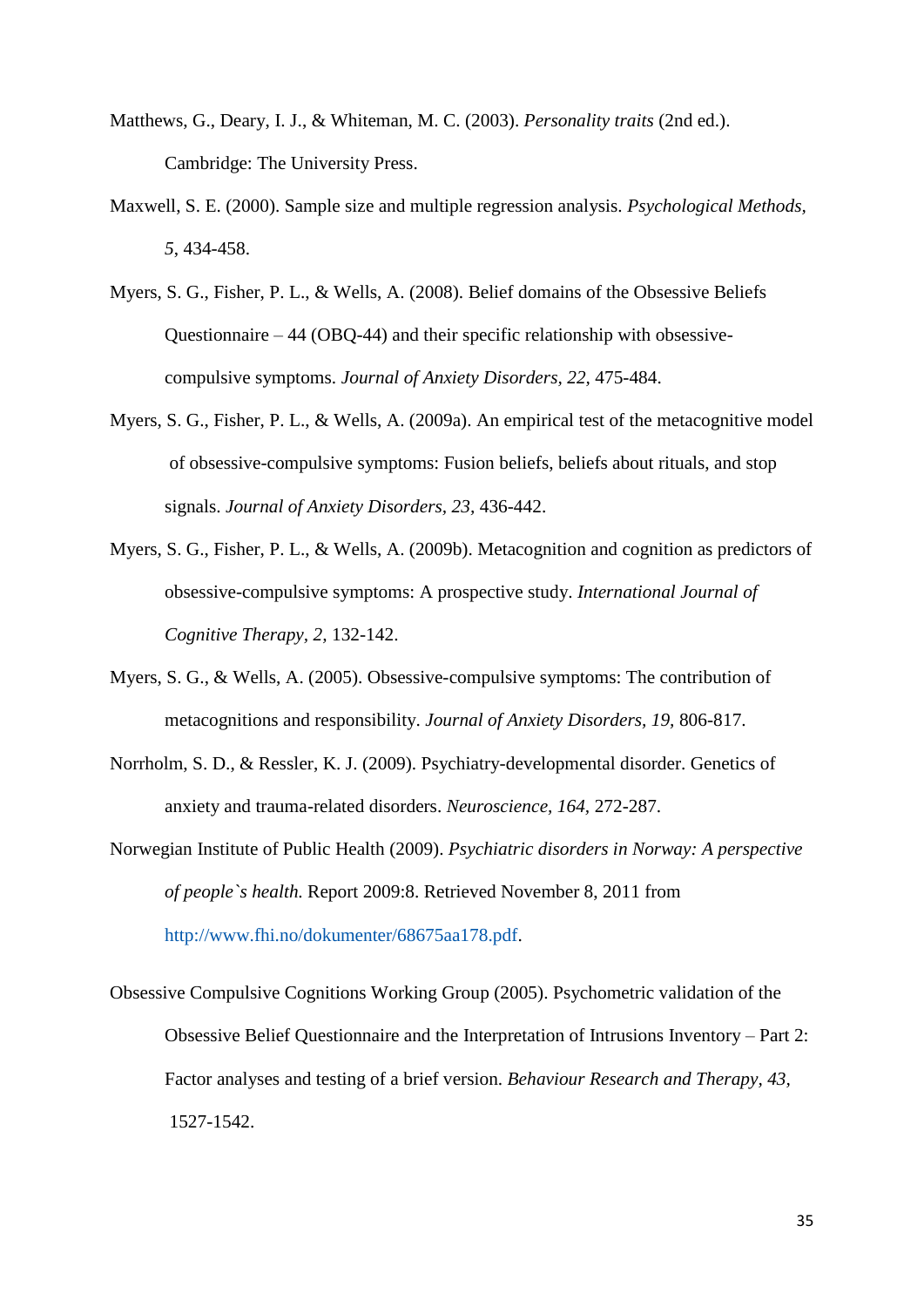Matthews, G., Deary, I. J., & Whiteman, M. C. (2003). *Personality traits* (2nd ed.). Cambridge: The University Press.

Maxwell, S. E. (2000). Sample size and multiple regression analysis. *Psychological Methods, 5*, 434-458.

Myers, S. G., Fisher, P. L., & Wells, A. (2008). Belief domains of the Obsessive Beliefs Questionnaire – 44 (OBQ-44) and their specific relationship with obsessive-compulsive symptoms. *Journal of Anxiety Disorders, 22,* 475-484.

Myers, S. G., Fisher, P. L., & Wells, A. (2009a). An empirical test of the metacognitive model of obsessive-compulsive symptoms: Fusion beliefs, beliefs about rituals, and stop signals. *Journal of Anxiety Disorders, 23,* 436-442.

Myers, S. G., Fisher, P. L., & Wells, A. (2009b). Metacognition and cognition as predictors of obsessive-compulsive symptoms: A prospective study. *International Journal of Cognitive Therapy, 2,* 132-142.

Myers, S. G., & Wells, A. (2005). Obsessive-compulsive symptoms: The contribution of metacognitions and responsibility. *Journal of Anxiety Disorders, 19,* 806-817.

Norrholm, S. D., & Ressler, K. J. (2009). Psychiatry-developmental disorder. Genetics of anxiety and trauma-related disorders. *Neuroscience, 164,* 272-287.

Norwegian Institute of Public Health (2009). *Psychiatric disorders in Norway: A perspective of people`s health.* Report 2009:8. Retrieved November 8, 2011 from http://www.fhi.no/dokumenter/68675aa178.pdf.

Obsessive Compulsive Cognitions Working Group (2005). Psychometric validation of the Obsessive Belief Questionnaire and the Interpretation of Intrusions Inventory – Part 2: Factor analyses and testing of a brief version. *Behaviour Research and Therapy, 43,* 1527-1542.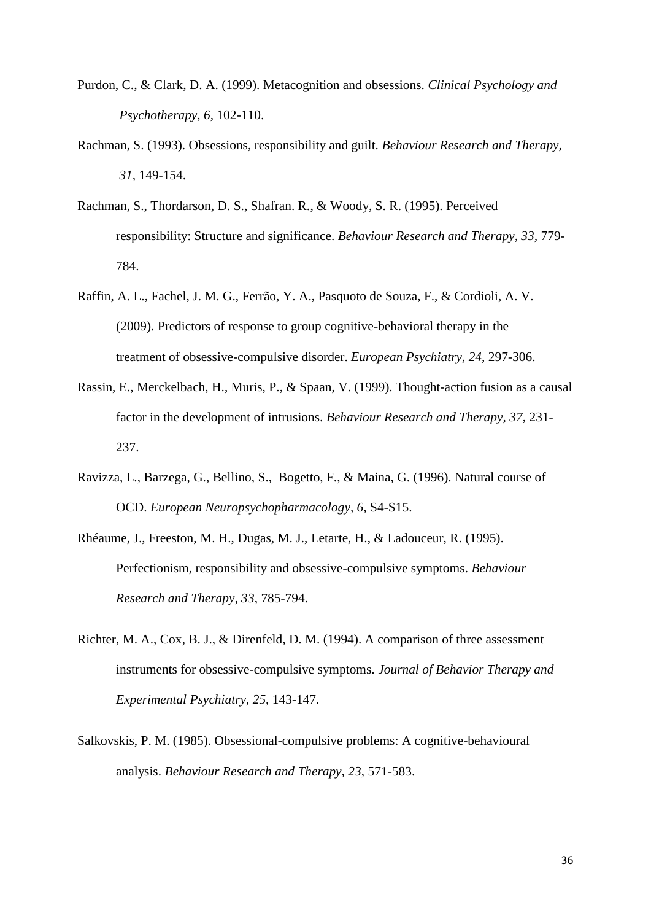Purdon, C., & Clark, D. A. (1999). Metacognition and obsessions. *Clinical Psychology and Psychotherapy, 6*, 102-110.

Rachman, S. (1993). Obsessions, responsibility and guilt. *Behaviour Research and Therapy, 31*, 149-154.

Rachman, S., Thordarson, D. S., Shafran. R., & Woody, S. R. (1995). Perceived responsibility: Structure and significance. *Behaviour Research and Therapy, 33*, 779-784.

Raffin, A. L., Fachel, J. M. G., Ferrão, Y. A., Pasquoto de Souza, F., & Cordioli, A. V. (2009). Predictors of response to group cognitive-behavioral therapy in the treatment of obsessive-compulsive disorder. *European Psychiatry, 24*, 297-306.

Rassin, E., Merckelbach, H., Muris, P., & Spaan, V. (1999). Thought-action fusion as a causal factor in the development of intrusions. *Behaviour Research and Therapy, 37*, 231-237.

Ravizza, L., Barzega, G., Bellino, S., Bogetto, F., & Maina, G. (1996). Natural course of OCD. *European Neuropsychopharmacology, 6,* S4-S15.

Rhéaume, J., Freeston, M. H., Dugas, M. J., Letarte, H., & Ladouceur, R. (1995). Perfectionism, responsibility and obsessive-compulsive symptoms. *Behaviour Research and Therapy, 33*, 785-794.

Richter, M. A., Cox, B. J., & Direnfeld, D. M. (1994). A comparison of three assessment instruments for obsessive-compulsive symptoms. *Journal of Behavior Therapy and Experimental Psychiatry, 25*, 143-147.

Salkovskis, P. M. (1985). Obsessional-compulsive problems: A cognitive-behavioural analysis. *Behaviour Research and Therapy, 23*, 571-583.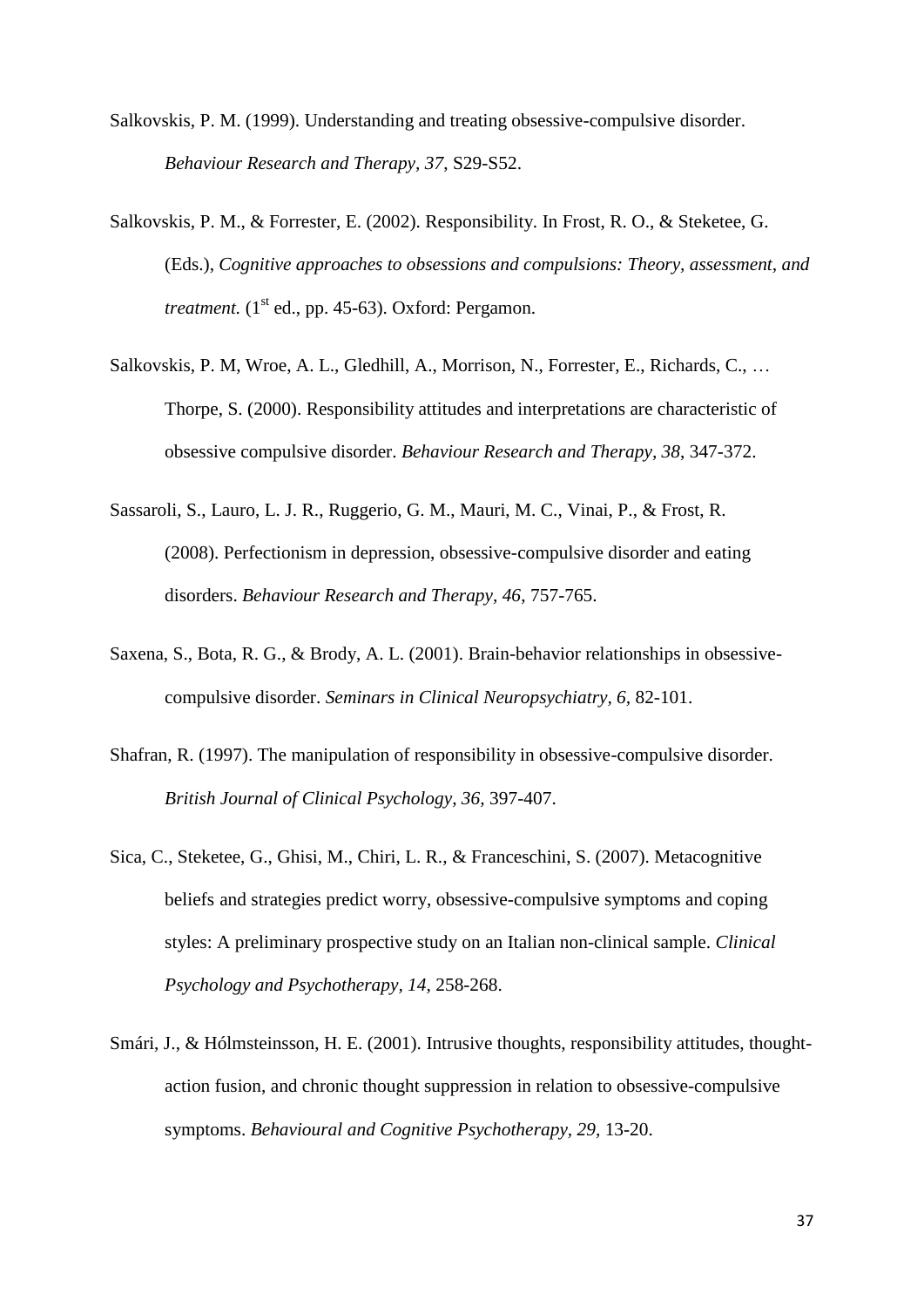Salkovskis, P. M. (1999). Understanding and treating obsessive-compulsive disorder. *Behaviour Research and Therapy, 37*, S29-S52.

Salkovskis, P. M., & Forrester, E. (2002). Responsibility. In Frost, R. O., & Steketee, G. (Eds.), *Cognitive approaches to obsessions and compulsions: Theory, assessment, and treatment.* (1st ed., pp. 45-63). Oxford: Pergamon.

Salkovskis, P. M, Wroe, A. L., Gledhill, A., Morrison, N., Forrester, E., Richards, C., … Thorpe, S. (2000). Responsibility attitudes and interpretations are characteristic of obsessive compulsive disorder. *Behaviour Research and Therapy, 38*, 347-372.

Sassaroli, S., Lauro, L. J. R., Ruggerio, G. M., Mauri, M. C., Vinai, P., & Frost, R. (2008). Perfectionism in depression, obsessive-compulsive disorder and eating disorders. *Behaviour Research and Therapy, 46*, 757-765.

Saxena, S., Bota, R. G., & Brody, A. L. (2001). Brain-behavior relationships in obsessive-compulsive disorder. *Seminars in Clinical Neuropsychiatry, 6*, 82-101.

Shafran, R. (1997). The manipulation of responsibility in obsessive-compulsive disorder. *British Journal of Clinical Psychology, 36,* 397-407.

Sica, C., Steketee, G., Ghisi, M., Chiri, L. R., & Franceschini, S. (2007). Metacognitive beliefs and strategies predict worry, obsessive-compulsive symptoms and coping styles: A preliminary prospective study on an Italian non-clinical sample. *Clinical Psychology and Psychotherapy, 14*, 258-268.

Smári, J., & Hólmsteinsson, H. E. (2001). Intrusive thoughts, responsibility attitudes, thought-action fusion, and chronic thought suppression in relation to obsessive-compulsive symptoms. *Behavioural and Cognitive Psychotherapy, 29,* 13-20.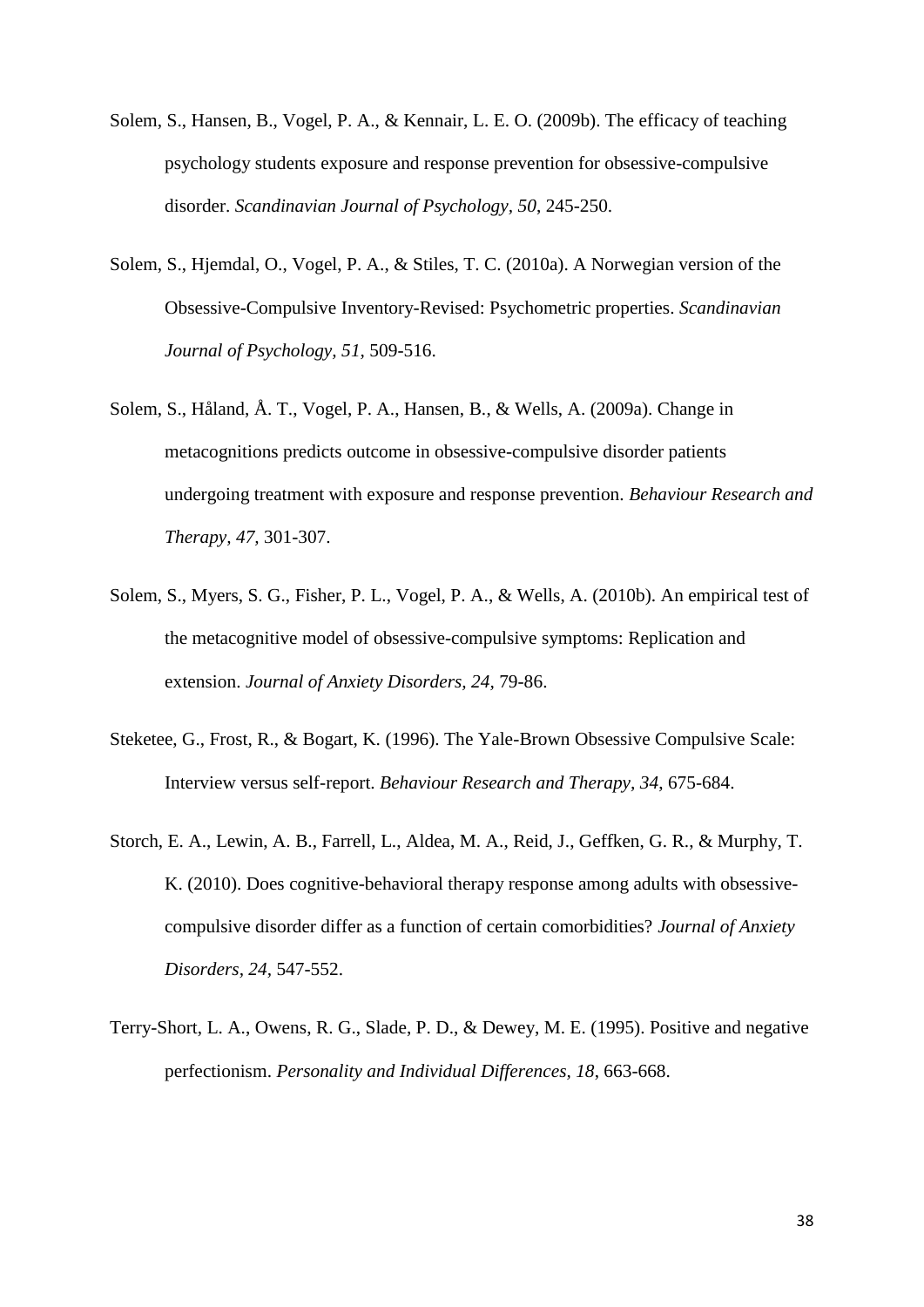Solem, S., Hansen, B., Vogel, P. A., & Kennair, L. E. O. (2009b). The efficacy of teaching psychology students exposure and response prevention for obsessive-compulsive disorder. *Scandinavian Journal of Psychology, 50*, 245-250.

Solem, S., Hjemdal, O., Vogel, P. A., & Stiles, T. C. (2010a). A Norwegian version of the Obsessive-Compulsive Inventory-Revised: Psychometric properties. *Scandinavian Journal of Psychology, 51*, 509-516.

Solem, S., Håland, Å. T., Vogel, P. A., Hansen, B., & Wells, A. (2009a). Change in metacognitions predicts outcome in obsessive-compulsive disorder patients undergoing treatment with exposure and response prevention. *Behaviour Research and Therapy, 47*, 301-307.

Solem, S., Myers, S. G., Fisher, P. L., Vogel, P. A., & Wells, A. (2010b). An empirical test of the metacognitive model of obsessive-compulsive symptoms: Replication and extension. *Journal of Anxiety Disorders, 24*, 79-86.

Steketee, G., Frost, R., & Bogart, K. (1996). The Yale-Brown Obsessive Compulsive Scale: Interview versus self-report. *Behaviour Research and Therapy, 34*, 675-684.

Storch, E. A., Lewin, A. B., Farrell, L., Aldea, M. A., Reid, J., Geffken, G. R., & Murphy, T. K. (2010). Does cognitive-behavioral therapy response among adults with obsessive-compulsive disorder differ as a function of certain comorbidities? *Journal of Anxiety Disorders, 24*, 547-552.

Terry-Short, L. A., Owens, R. G., Slade, P. D., & Dewey, M. E. (1995). Positive and negative perfectionism. *Personality and Individual Differences, 18*, 663-668.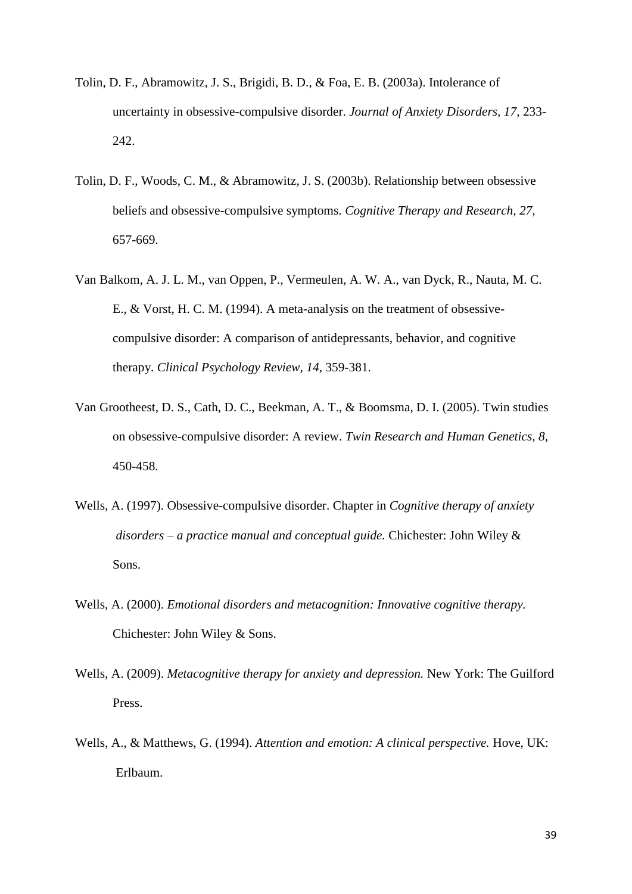Tolin, D. F., Abramowitz, J. S., Brigidi, B. D., & Foa, E. B. (2003a). Intolerance of uncertainty in obsessive-compulsive disorder. *Journal of Anxiety Disorders, 17,* 233-242.

Tolin, D. F., Woods, C. M., & Abramowitz, J. S. (2003b). Relationship between obsessive beliefs and obsessive-compulsive symptoms. *Cognitive Therapy and Research, 27,* 657-669.

Van Balkom, A. J. L. M., van Oppen, P., Vermeulen, A. W. A., van Dyck, R., Nauta, M. C. E., & Vorst, H. C. M. (1994). A meta-analysis on the treatment of obsessive-compulsive disorder: A comparison of antidepressants, behavior, and cognitive therapy. *Clinical Psychology Review*, *14*, 359-381.

Van Grootheest, D. S., Cath, D. C., Beekman, A. T., & Boomsma, D. I. (2005). Twin studies on obsessive-compulsive disorder: A review. *Twin Research and Human Genetics, 8,* 450-458.

Wells, A. (1997). Obsessive-compulsive disorder. Chapter in *Cognitive therapy of anxiety disorders – a practice manual and conceptual guide.* Chichester: John Wiley & Sons.

Wells, A. (2000). *Emotional disorders and metacognition: Innovative cognitive therapy.* Chichester: John Wiley & Sons.

Wells, A. (2009). *Metacognitive therapy for anxiety and depression.* New York: The Guilford Press.

Wells, A., & Matthews, G. (1994). *Attention and emotion: A clinical perspective.* Hove, UK: Erlbaum.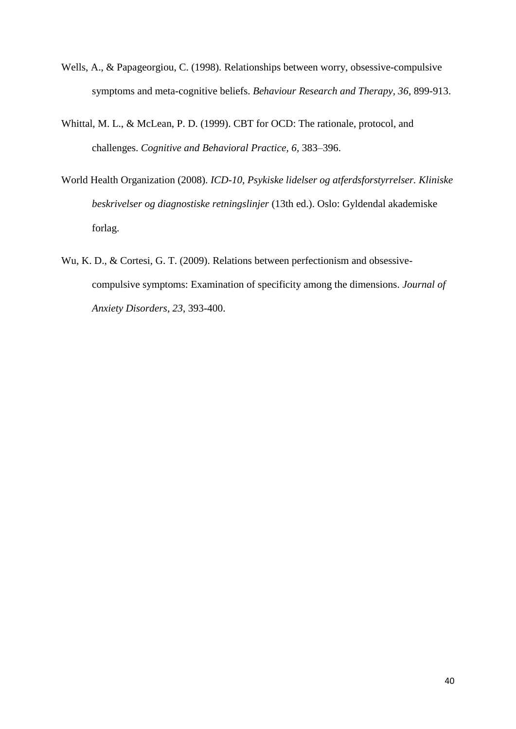Wells, A., & Papageorgiou, C. (1998). Relationships between worry, obsessive-compulsive symptoms and meta-cognitive beliefs. *Behaviour Research and Therapy, 36*, 899-913.

Whittal, M. L., & McLean, P. D. (1999). CBT for OCD: The rationale, protocol, and challenges. *Cognitive and Behavioral Practice, 6*, 383–396.

World Health Organization (2008). *ICD-10, Psykiske lidelser og atferdsforstyrrelser. Kliniske beskrivelser og diagnostiske retningslinjer* (13th ed.). Oslo: Gyldendal akademiske forlag.

Wu, K. D., & Cortesi, G. T. (2009). Relations between perfectionism and obsessive-compulsive symptoms: Examination of specificity among the dimensions. *Journal of Anxiety Disorders, 23*, 393-400.